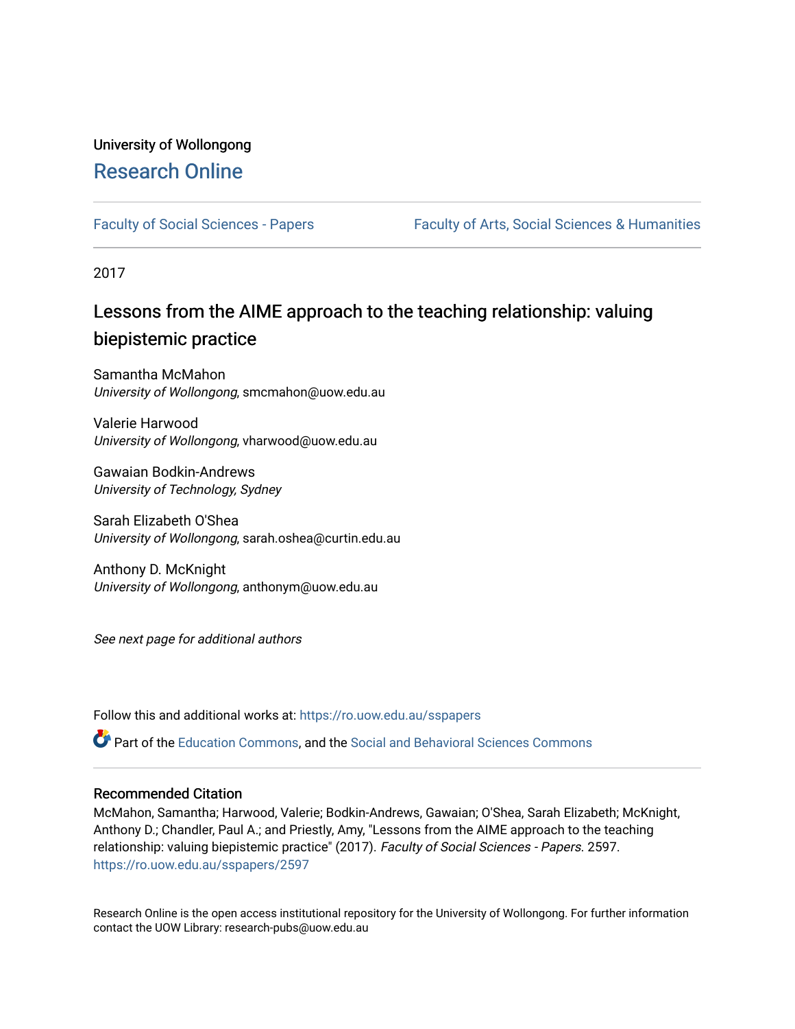University of Wollongong

# Research Online

Faculty of Social Sciences - Papers | Faculty of Arts, Social Sciences & Humanities

2017

## Lessons from the AIME approach to the teaching relationship: valuing biepistemic practice

Samantha McMahon
*University of Wollongong*, smcmahon@uow.edu.au

Valerie Harwood
*University of Wollongong*, vharwood@uow.edu.au

Gawaian Bodkin-Andrews
*University of Technology, Sydney*

Sarah Elizabeth O'Shea
*University of Wollongong*, sarah.oshea@curtin.edu.au

Anthony D. McKnight
*University of Wollongong*, anthonym@uow.edu.au

*See next page for additional authors*

Follow this and additional works at: https://ro.uow.edu.au/sspapers

Part of the Education Commons, and the Social and Behavioral Sciences Commons

### Recommended Citation

McMahon, Samantha; Harwood, Valerie; Bodkin-Andrews, Gawaian; O'Shea, Sarah Elizabeth; McKnight, Anthony D.; Chandler, Paul A.; and Priestly, Amy, "Lessons from the AIME approach to the teaching relationship: valuing biepistemic practice" (2017). *Faculty of Social Sciences - Papers*. 2597.
https://ro.uow.edu.au/sspapers/2597

Research Online is the open access institutional repository for the University of Wollongong. For further information contact the UOW Library: research-pubs@uow.edu.au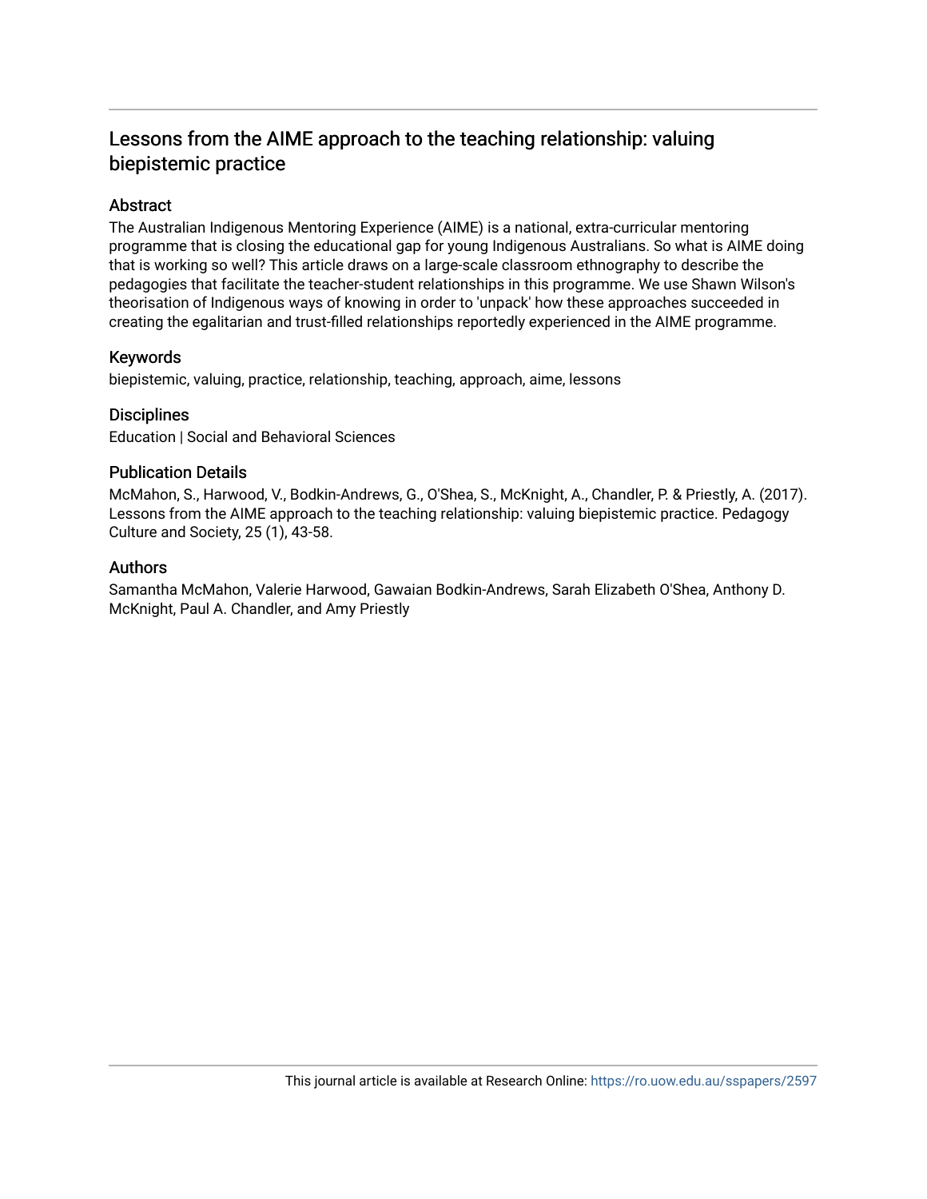# Lessons from the AIME approach to the teaching relationship: valuing biepistemic practice

## Abstract

The Australian Indigenous Mentoring Experience (AIME) is a national, extra-curricular mentoring programme that is closing the educational gap for young Indigenous Australians. So what is AIME doing that is working so well? This article draws on a large-scale classroom ethnography to describe the pedagogies that facilitate the teacher-student relationships in this programme. We use Shawn Wilson's theorisation of Indigenous ways of knowing in order to 'unpack' how these approaches succeeded in creating the egalitarian and trust-filled relationships reportedly experienced in the AIME programme.

## Keywords

biepistemic, valuing, practice, relationship, teaching, approach, aime, lessons

## Disciplines

Education | Social and Behavioral Sciences

## Publication Details

McMahon, S., Harwood, V., Bodkin-Andrews, G., O'Shea, S., McKnight, A., Chandler, P. & Priestly, A. (2017). Lessons from the AIME approach to the teaching relationship: valuing biepistemic practice. Pedagogy Culture and Society, 25 (1), 43-58.

## Authors

Samantha McMahon, Valerie Harwood, Gawaian Bodkin-Andrews, Sarah Elizabeth O'Shea, Anthony D. McKnight, Paul A. Chandler, and Amy Priestly

This journal article is available at Research Online: https://ro.uow.edu.au/sspapers/2597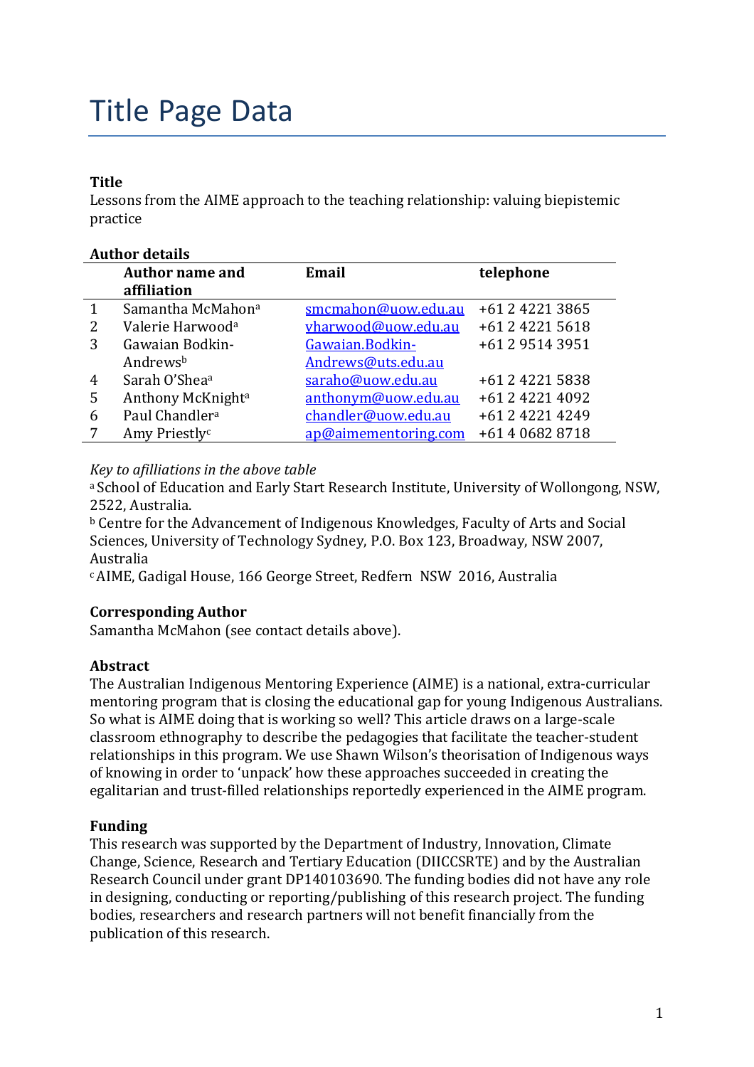# Title Page Data

**Title**

Lessons from the AIME approach to the teaching relationship: valuing biepistemic practice

**Author details**

| | Author name and affiliation | Email | telephone |
|---|---|---|---|
| 1 | Samantha McMahon[a] | smcmahon@uow.edu.au | +61 2 4221 3865 |
| 2 | Valerie Harwood[a] | vharwood@uow.edu.au | +61 2 4221 5618 |
| 3 | Gawaian Bodkin-Andrews[b] | Gawaian.Bodkin-Andrews@uts.edu.au | +61 2 9514 3951 |
| 4 | Sarah O'Shea[a] | saraho@uow.edu.au | +61 2 4221 5838 |
| 5 | Anthony McKnight[a] | anthonym@uow.edu.au | +61 2 4221 4092 |
| 6 | Paul Chandler[a] | chandler@uow.edu.au | +61 2 4221 4249 |
| 7 | Amy Priestly[c] | ap@aimementoring.com | +61 4 0682 8718 |

*Key to afilliations in the above table*

[a] School of Education and Early Start Research Institute, University of Wollongong, NSW, 2522, Australia.

[b] Centre for the Advancement of Indigenous Knowledges, Faculty of Arts and Social Sciences, University of Technology Sydney, P.O. Box 123, Broadway, NSW 2007, Australia

[c] AIME, Gadigal House, 166 George Street, Redfern NSW 2016, Australia

**Corresponding Author**

Samantha McMahon (see contact details above).

**Abstract**

The Australian Indigenous Mentoring Experience (AIME) is a national, extra-curricular mentoring program that is closing the educational gap for young Indigenous Australians. So what is AIME doing that is working so well? This article draws on a large-scale classroom ethnography to describe the pedagogies that facilitate the teacher-student relationships in this program. We use Shawn Wilson's theorisation of Indigenous ways of knowing in order to 'unpack' how these approaches succeeded in creating the egalitarian and trust-filled relationships reportedly experienced in the AIME program.

**Funding**

This research was supported by the Department of Industry, Innovation, Climate Change, Science, Research and Tertiary Education (DIICCSRTE) and by the Australian Research Council under grant DP140103690. The funding bodies did not have any role in designing, conducting or reporting/publishing of this research project. The funding bodies, researchers and research partners will not benefit financially from the publication of this research.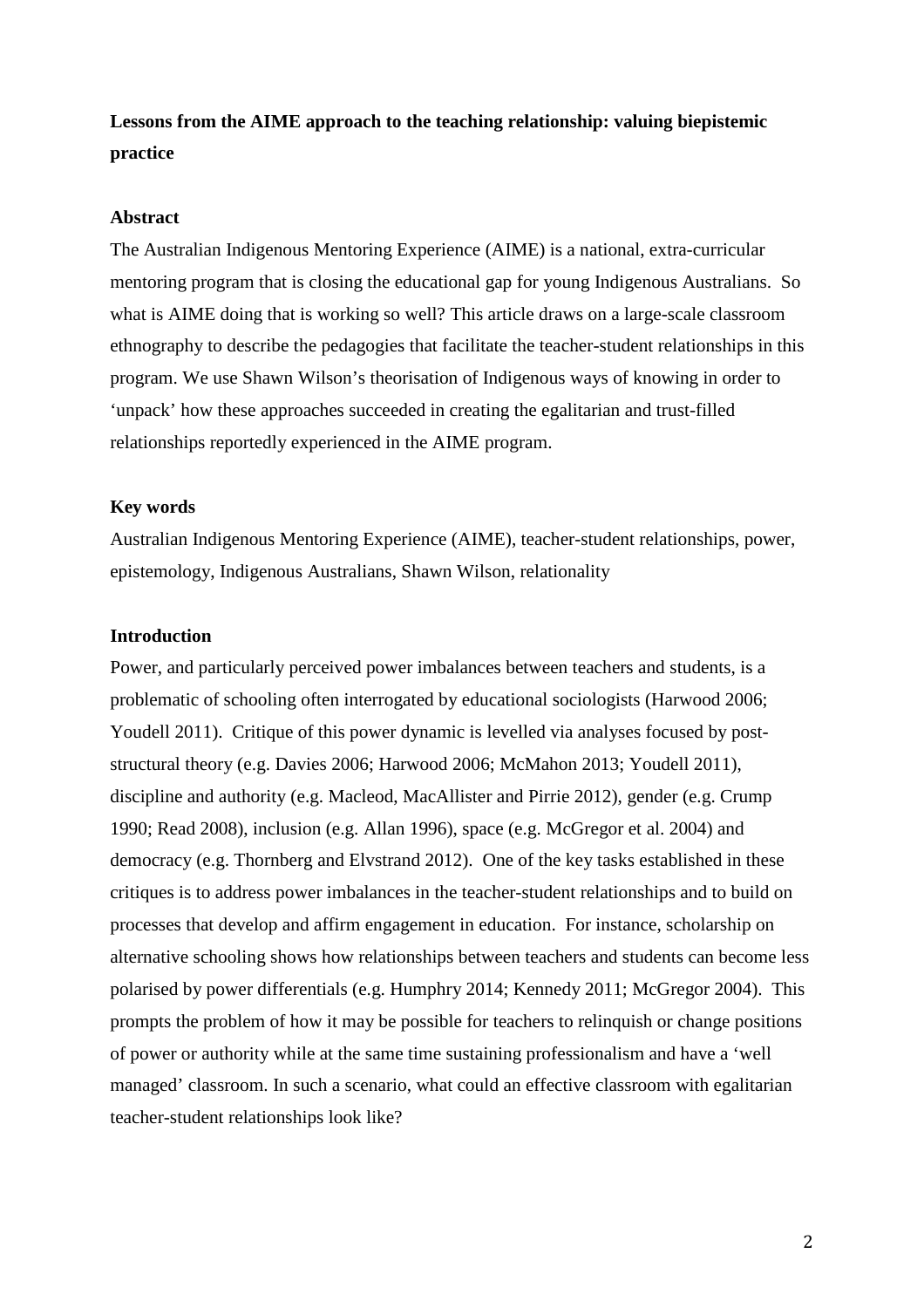**Lessons from the AIME approach to the teaching relationship: valuing biepistemic practice**

## Abstract

The Australian Indigenous Mentoring Experience (AIME) is a national, extra-curricular mentoring program that is closing the educational gap for young Indigenous Australians. So what is AIME doing that is working so well? This article draws on a large-scale classroom ethnography to describe the pedagogies that facilitate the teacher-student relationships in this program. We use Shawn Wilson's theorisation of Indigenous ways of knowing in order to 'unpack' how these approaches succeeded in creating the egalitarian and trust-filled relationships reportedly experienced in the AIME program.

## Key words

Australian Indigenous Mentoring Experience (AIME), teacher-student relationships, power, epistemology, Indigenous Australians, Shawn Wilson, relationality

## Introduction

Power, and particularly perceived power imbalances between teachers and students, is a problematic of schooling often interrogated by educational sociologists (Harwood 2006; Youdell 2011). Critique of this power dynamic is levelled via analyses focused by post-structural theory (e.g. Davies 2006; Harwood 2006; McMahon 2013; Youdell 2011), discipline and authority (e.g. Macleod, MacAllister and Pirrie 2012), gender (e.g. Crump 1990; Read 2008), inclusion (e.g. Allan 1996), space (e.g. McGregor et al. 2004) and democracy (e.g. Thornberg and Elvstrand 2012). One of the key tasks established in these critiques is to address power imbalances in the teacher-student relationships and to build on processes that develop and affirm engagement in education. For instance, scholarship on alternative schooling shows how relationships between teachers and students can become less polarised by power differentials (e.g. Humphry 2014; Kennedy 2011; McGregor 2004). This prompts the problem of how it may be possible for teachers to relinquish or change positions of power or authority while at the same time sustaining professionalism and have a 'well managed' classroom. In such a scenario, what could an effective classroom with egalitarian teacher-student relationships look like?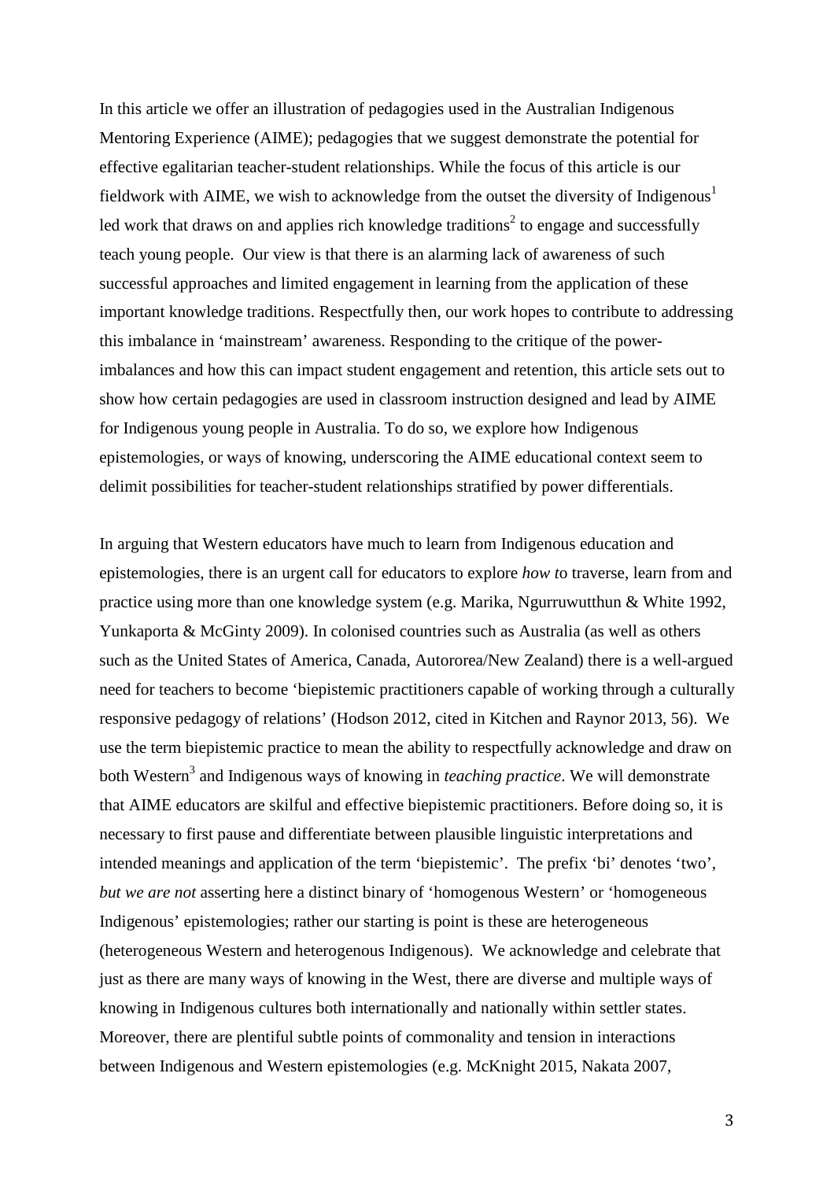In this article we offer an illustration of pedagogies used in the Australian Indigenous Mentoring Experience (AIME); pedagogies that we suggest demonstrate the potential for effective egalitarian teacher-student relationships. While the focus of this article is our fieldwork with AIME, we wish to acknowledge from the outset the diversity of Indigenous[1] led work that draws on and applies rich knowledge traditions[2] to engage and successfully teach young people. Our view is that there is an alarming lack of awareness of such successful approaches and limited engagement in learning from the application of these important knowledge traditions. Respectfully then, our work hopes to contribute to addressing this imbalance in 'mainstream' awareness. Responding to the critique of the power-imbalances and how this can impact student engagement and retention, this article sets out to show how certain pedagogies are used in classroom instruction designed and lead by AIME for Indigenous young people in Australia. To do so, we explore how Indigenous epistemologies, or ways of knowing, underscoring the AIME educational context seem to delimit possibilities for teacher-student relationships stratified by power differentials.

In arguing that Western educators have much to learn from Indigenous education and epistemologies, there is an urgent call for educators to explore *how t*o traverse, learn from and practice using more than one knowledge system (e.g. Marika, Ngurruwutthun & White 1992, Yunkaporta & McGinty 2009). In colonised countries such as Australia (as well as others such as the United States of America, Canada, Autororea/New Zealand) there is a well-argued need for teachers to become 'biepistemic practitioners capable of working through a culturally responsive pedagogy of relations' (Hodson 2012, cited in Kitchen and Raynor 2013, 56). We use the term biepistemic practice to mean the ability to respectfully acknowledge and draw on both Western[3] and Indigenous ways of knowing in *teaching practice*. We will demonstrate that AIME educators are skilful and effective biepistemic practitioners. Before doing so, it is necessary to first pause and differentiate between plausible linguistic interpretations and intended meanings and application of the term 'biepistemic'. The prefix 'bi' denotes 'two', *but we are not* asserting here a distinct binary of 'homogenous Western' or 'homogeneous Indigenous' epistemologies; rather our starting is point is these are heterogeneous (heterogeneous Western and heterogenous Indigenous). We acknowledge and celebrate that just as there are many ways of knowing in the West, there are diverse and multiple ways of knowing in Indigenous cultures both internationally and nationally within settler states. Moreover, there are plentiful subtle points of commonality and tension in interactions between Indigenous and Western epistemologies (e.g. McKnight 2015, Nakata 2007,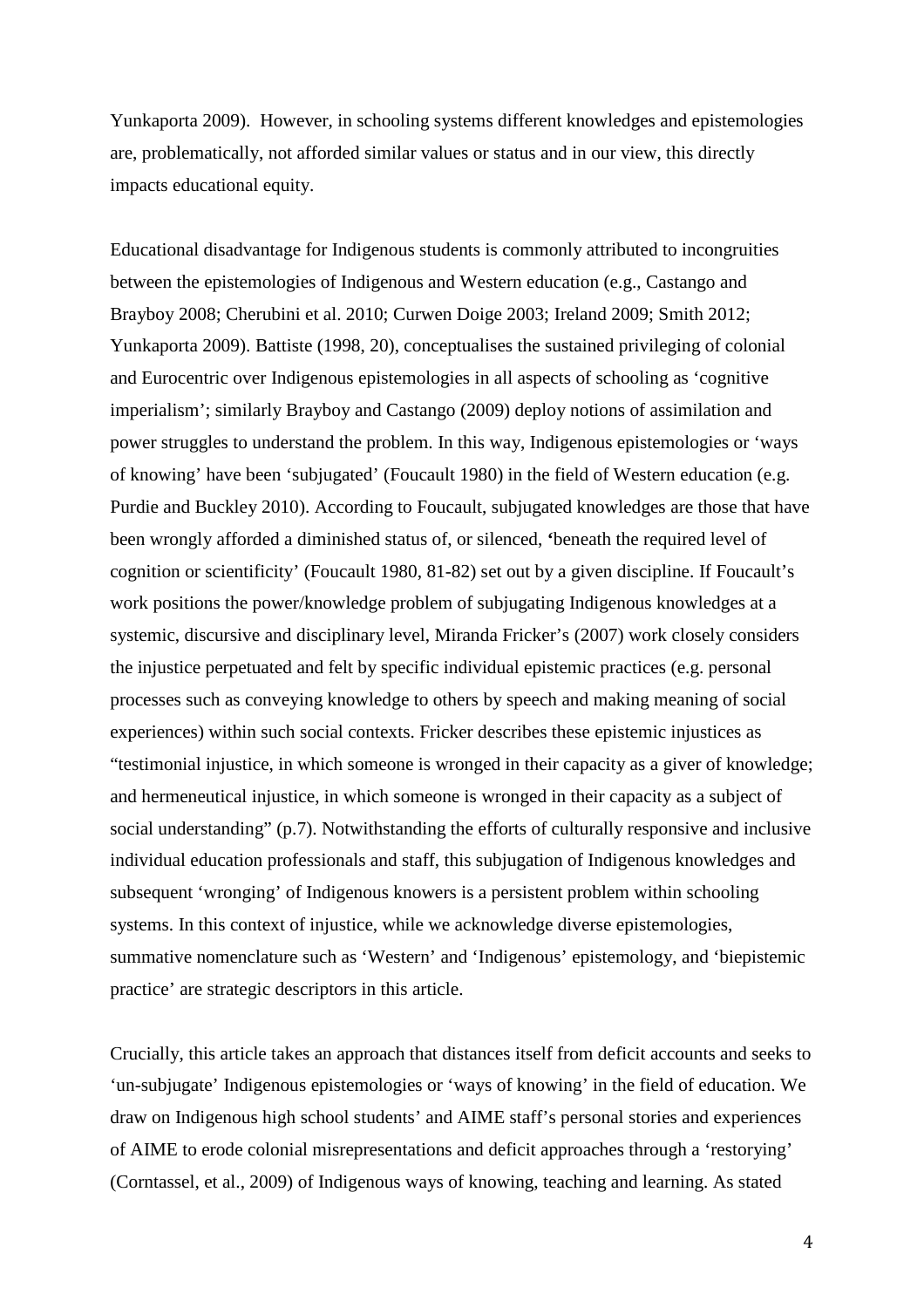Yunkaporta 2009). However, in schooling systems different knowledges and epistemologies are, problematically, not afforded similar values or status and in our view, this directly impacts educational equity.

Educational disadvantage for Indigenous students is commonly attributed to incongruities between the epistemologies of Indigenous and Western education (e.g., Castango and Brayboy 2008; Cherubini et al. 2010; Curwen Doige 2003; Ireland 2009; Smith 2012; Yunkaporta 2009). Battiste (1998, 20), conceptualises the sustained privileging of colonial and Eurocentric over Indigenous epistemologies in all aspects of schooling as 'cognitive imperialism'; similarly Brayboy and Castango (2009) deploy notions of assimilation and power struggles to understand the problem. In this way, Indigenous epistemologies or 'ways of knowing' have been 'subjugated' (Foucault 1980) in the field of Western education (e.g. Purdie and Buckley 2010). According to Foucault, subjugated knowledges are those that have been wrongly afforded a diminished status of, or silenced, **'**beneath the required level of cognition or scientificity' (Foucault 1980, 81-82) set out by a given discipline. If Foucault's work positions the power/knowledge problem of subjugating Indigenous knowledges at a systemic, discursive and disciplinary level, Miranda Fricker's (2007) work closely considers the injustice perpetuated and felt by specific individual epistemic practices (e.g. personal processes such as conveying knowledge to others by speech and making meaning of social experiences) within such social contexts. Fricker describes these epistemic injustices as "testimonial injustice, in which someone is wronged in their capacity as a giver of knowledge; and hermeneutical injustice, in which someone is wronged in their capacity as a subject of social understanding" (p.7). Notwithstanding the efforts of culturally responsive and inclusive individual education professionals and staff, this subjugation of Indigenous knowledges and subsequent 'wronging' of Indigenous knowers is a persistent problem within schooling systems. In this context of injustice, while we acknowledge diverse epistemologies, summative nomenclature such as 'Western' and 'Indigenous' epistemology, and 'biepistemic practice' are strategic descriptors in this article.

Crucially, this article takes an approach that distances itself from deficit accounts and seeks to 'un-subjugate' Indigenous epistemologies or 'ways of knowing' in the field of education. We draw on Indigenous high school students' and AIME staff's personal stories and experiences of AIME to erode colonial misrepresentations and deficit approaches through a 'restorying' (Corntassel, et al., 2009) of Indigenous ways of knowing, teaching and learning. As stated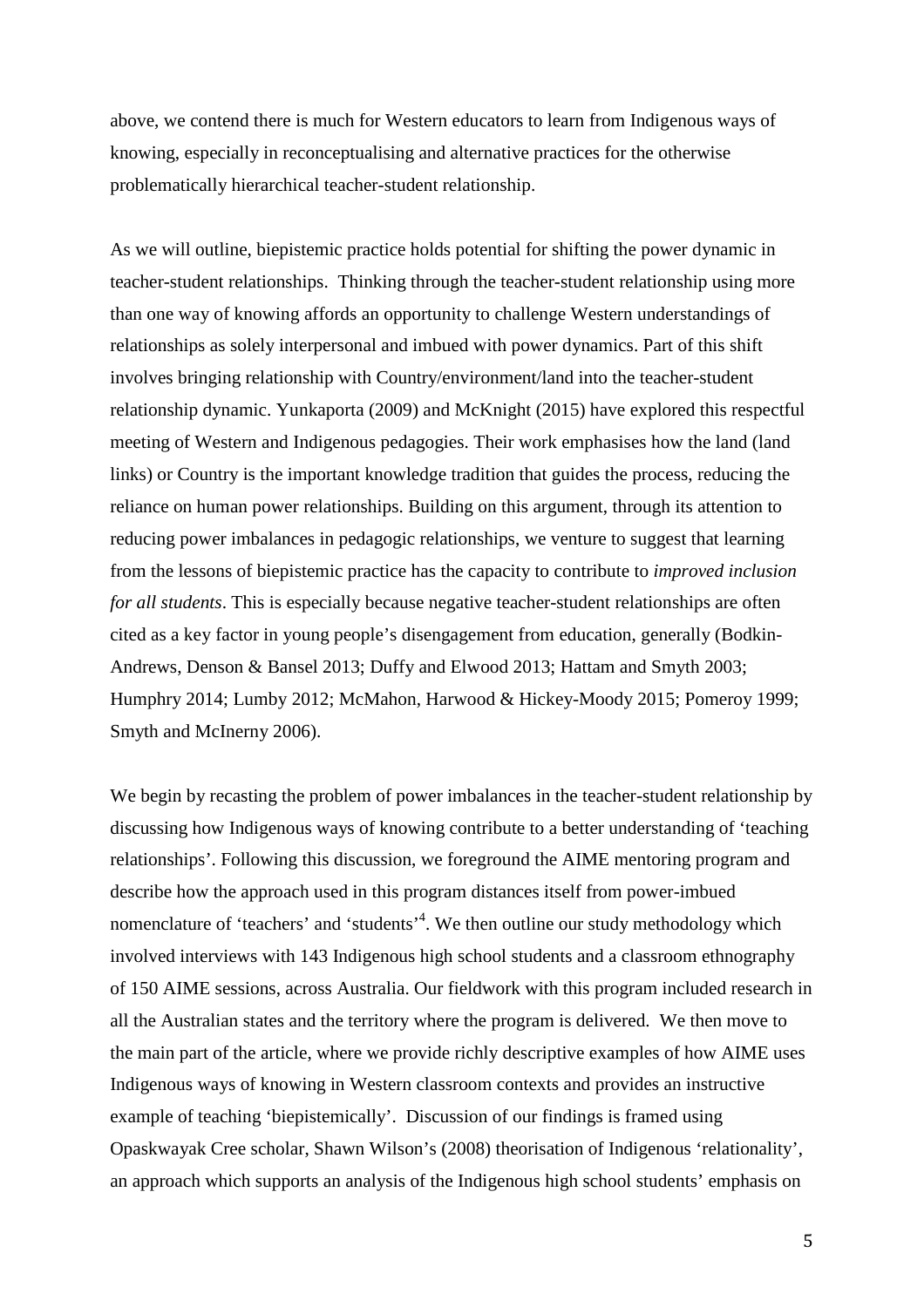above, we contend there is much for Western educators to learn from Indigenous ways of knowing, especially in reconceptualising and alternative practices for the otherwise problematically hierarchical teacher-student relationship.

As we will outline, biepistemic practice holds potential for shifting the power dynamic in teacher-student relationships. Thinking through the teacher-student relationship using more than one way of knowing affords an opportunity to challenge Western understandings of relationships as solely interpersonal and imbued with power dynamics. Part of this shift involves bringing relationship with Country/environment/land into the teacher-student relationship dynamic. Yunkaporta (2009) and McKnight (2015) have explored this respectful meeting of Western and Indigenous pedagogies. Their work emphasises how the land (land links) or Country is the important knowledge tradition that guides the process, reducing the reliance on human power relationships. Building on this argument, through its attention to reducing power imbalances in pedagogic relationships, we venture to suggest that learning from the lessons of biepistemic practice has the capacity to contribute to *improved inclusion for all students*. This is especially because negative teacher-student relationships are often cited as a key factor in young people's disengagement from education, generally (Bodkin-Andrews, Denson & Bansel 2013; Duffy and Elwood 2013; Hattam and Smyth 2003; Humphry 2014; Lumby 2012; McMahon, Harwood & Hickey-Moody 2015; Pomeroy 1999; Smyth and McInerny 2006).

We begin by recasting the problem of power imbalances in the teacher-student relationship by discussing how Indigenous ways of knowing contribute to a better understanding of 'teaching relationships'. Following this discussion, we foreground the AIME mentoring program and describe how the approach used in this program distances itself from power-imbued nomenclature of 'teachers' and 'students'[4]. We then outline our study methodology which involved interviews with 143 Indigenous high school students and a classroom ethnography of 150 AIME sessions, across Australia. Our fieldwork with this program included research in all the Australian states and the territory where the program is delivered. We then move to the main part of the article, where we provide richly descriptive examples of how AIME uses Indigenous ways of knowing in Western classroom contexts and provides an instructive example of teaching 'biepistemically'. Discussion of our findings is framed using Opaskwayak Cree scholar, Shawn Wilson's (2008) theorisation of Indigenous 'relationality', an approach which supports an analysis of the Indigenous high school students' emphasis on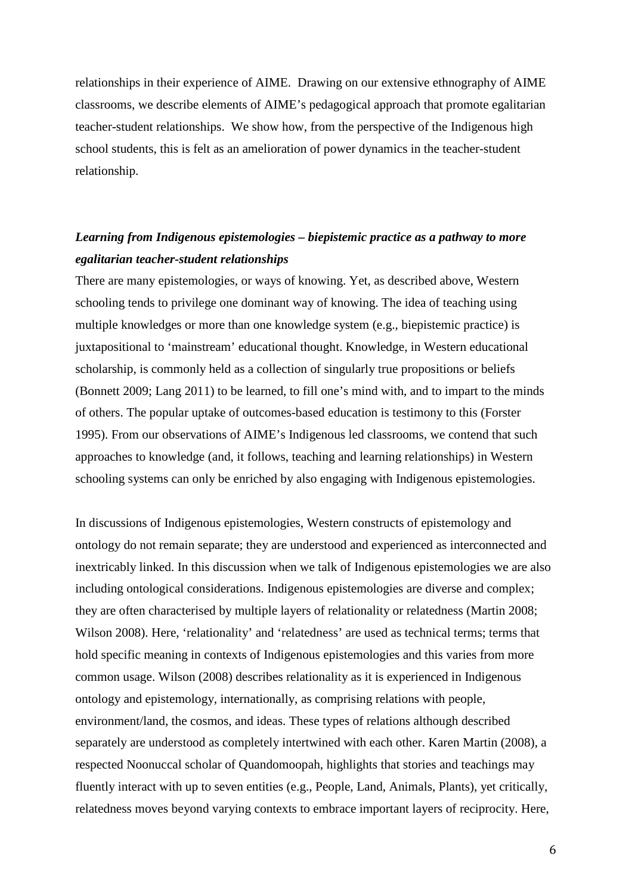relationships in their experience of AIME. Drawing on our extensive ethnography of AIME classrooms, we describe elements of AIME's pedagogical approach that promote egalitarian teacher-student relationships. We show how, from the perspective of the Indigenous high school students, this is felt as an amelioration of power dynamics in the teacher-student relationship.

### *Learning from Indigenous epistemologies – biepistemic practice as a pathway to more egalitarian teacher-student relationships*

There are many epistemologies, or ways of knowing. Yet, as described above, Western schooling tends to privilege one dominant way of knowing. The idea of teaching using multiple knowledges or more than one knowledge system (e.g., biepistemic practice) is juxtapositional to 'mainstream' educational thought. Knowledge, in Western educational scholarship, is commonly held as a collection of singularly true propositions or beliefs (Bonnett 2009; Lang 2011) to be learned, to fill one's mind with, and to impart to the minds of others. The popular uptake of outcomes-based education is testimony to this (Forster 1995). From our observations of AIME's Indigenous led classrooms, we contend that such approaches to knowledge (and, it follows, teaching and learning relationships) in Western schooling systems can only be enriched by also engaging with Indigenous epistemologies.

In discussions of Indigenous epistemologies, Western constructs of epistemology and ontology do not remain separate; they are understood and experienced as interconnected and inextricably linked. In this discussion when we talk of Indigenous epistemologies we are also including ontological considerations. Indigenous epistemologies are diverse and complex; they are often characterised by multiple layers of relationality or relatedness (Martin 2008; Wilson 2008). Here, 'relationality' and 'relatedness' are used as technical terms; terms that hold specific meaning in contexts of Indigenous epistemologies and this varies from more common usage. Wilson (2008) describes relationality as it is experienced in Indigenous ontology and epistemology, internationally, as comprising relations with people, environment/land, the cosmos, and ideas. These types of relations although described separately are understood as completely intertwined with each other. Karen Martin (2008), a respected Noonuccal scholar of Quandomoopah, highlights that stories and teachings may fluently interact with up to seven entities (e.g., People, Land, Animals, Plants), yet critically, relatedness moves beyond varying contexts to embrace important layers of reciprocity. Here,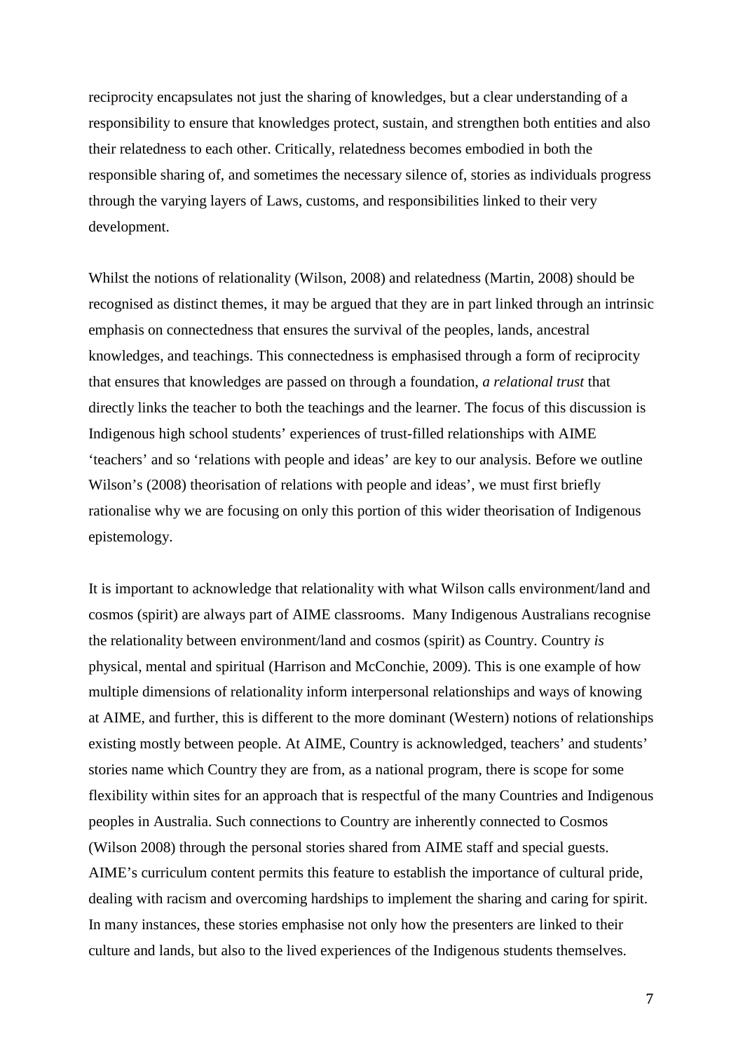reciprocity encapsulates not just the sharing of knowledges, but a clear understanding of a responsibility to ensure that knowledges protect, sustain, and strengthen both entities and also their relatedness to each other. Critically, relatedness becomes embodied in both the responsible sharing of, and sometimes the necessary silence of, stories as individuals progress through the varying layers of Laws, customs, and responsibilities linked to their very development.

Whilst the notions of relationality (Wilson, 2008) and relatedness (Martin, 2008) should be recognised as distinct themes, it may be argued that they are in part linked through an intrinsic emphasis on connectedness that ensures the survival of the peoples, lands, ancestral knowledges, and teachings. This connectedness is emphasised through a form of reciprocity that ensures that knowledges are passed on through a foundation, *a relational trust* that directly links the teacher to both the teachings and the learner. The focus of this discussion is Indigenous high school students' experiences of trust-filled relationships with AIME 'teachers' and so 'relations with people and ideas' are key to our analysis. Before we outline Wilson's (2008) theorisation of relations with people and ideas', we must first briefly rationalise why we are focusing on only this portion of this wider theorisation of Indigenous epistemology.

It is important to acknowledge that relationality with what Wilson calls environment/land and cosmos (spirit) are always part of AIME classrooms. Many Indigenous Australians recognise the relationality between environment/land and cosmos (spirit) as Country. Country *is* physical, mental and spiritual (Harrison and McConchie, 2009). This is one example of how multiple dimensions of relationality inform interpersonal relationships and ways of knowing at AIME, and further, this is different to the more dominant (Western) notions of relationships existing mostly between people. At AIME, Country is acknowledged, teachers' and students' stories name which Country they are from, as a national program, there is scope for some flexibility within sites for an approach that is respectful of the many Countries and Indigenous peoples in Australia. Such connections to Country are inherently connected to Cosmos (Wilson 2008) through the personal stories shared from AIME staff and special guests. AIME's curriculum content permits this feature to establish the importance of cultural pride, dealing with racism and overcoming hardships to implement the sharing and caring for spirit. In many instances, these stories emphasise not only how the presenters are linked to their culture and lands, but also to the lived experiences of the Indigenous students themselves.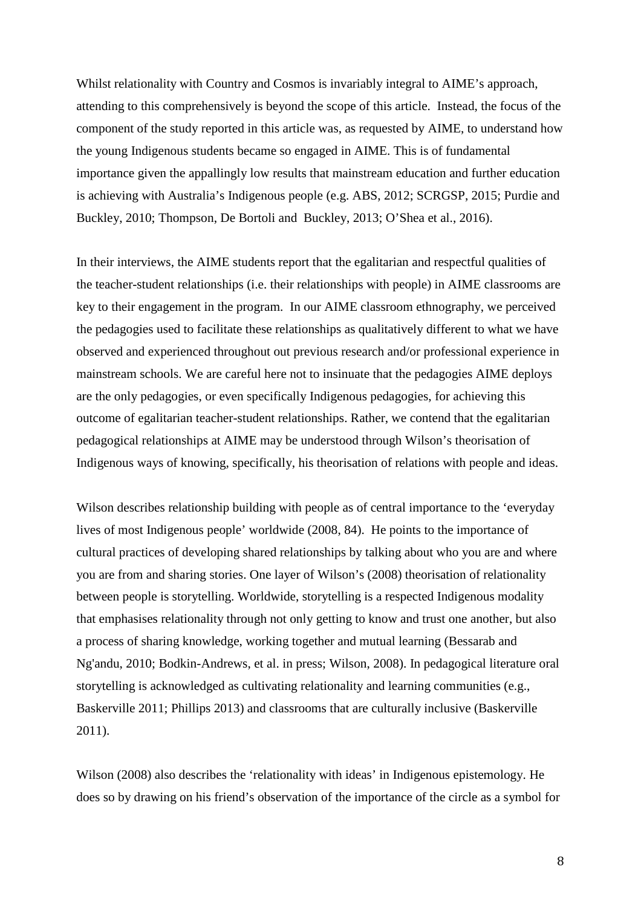Whilst relationality with Country and Cosmos is invariably integral to AIME's approach, attending to this comprehensively is beyond the scope of this article. Instead, the focus of the component of the study reported in this article was, as requested by AIME, to understand how the young Indigenous students became so engaged in AIME. This is of fundamental importance given the appallingly low results that mainstream education and further education is achieving with Australia's Indigenous people (e.g. ABS, 2012; SCRGSP, 2015; Purdie and Buckley, 2010; Thompson, De Bortoli and Buckley, 2013; O'Shea et al., 2016).

In their interviews, the AIME students report that the egalitarian and respectful qualities of the teacher-student relationships (i.e. their relationships with people) in AIME classrooms are key to their engagement in the program. In our AIME classroom ethnography, we perceived the pedagogies used to facilitate these relationships as qualitatively different to what we have observed and experienced throughout out previous research and/or professional experience in mainstream schools. We are careful here not to insinuate that the pedagogies AIME deploys are the only pedagogies, or even specifically Indigenous pedagogies, for achieving this outcome of egalitarian teacher-student relationships. Rather, we contend that the egalitarian pedagogical relationships at AIME may be understood through Wilson's theorisation of Indigenous ways of knowing, specifically, his theorisation of relations with people and ideas.

Wilson describes relationship building with people as of central importance to the 'everyday lives of most Indigenous people' worldwide (2008, 84). He points to the importance of cultural practices of developing shared relationships by talking about who you are and where you are from and sharing stories. One layer of Wilson's (2008) theorisation of relationality between people is storytelling. Worldwide, storytelling is a respected Indigenous modality that emphasises relationality through not only getting to know and trust one another, but also a process of sharing knowledge, working together and mutual learning (Bessarab and Ng'andu, 2010; Bodkin-Andrews, et al. in press; Wilson, 2008). In pedagogical literature oral storytelling is acknowledged as cultivating relationality and learning communities (e.g., Baskerville 2011; Phillips 2013) and classrooms that are culturally inclusive (Baskerville 2011).

Wilson (2008) also describes the 'relationality with ideas' in Indigenous epistemology. He does so by drawing on his friend's observation of the importance of the circle as a symbol for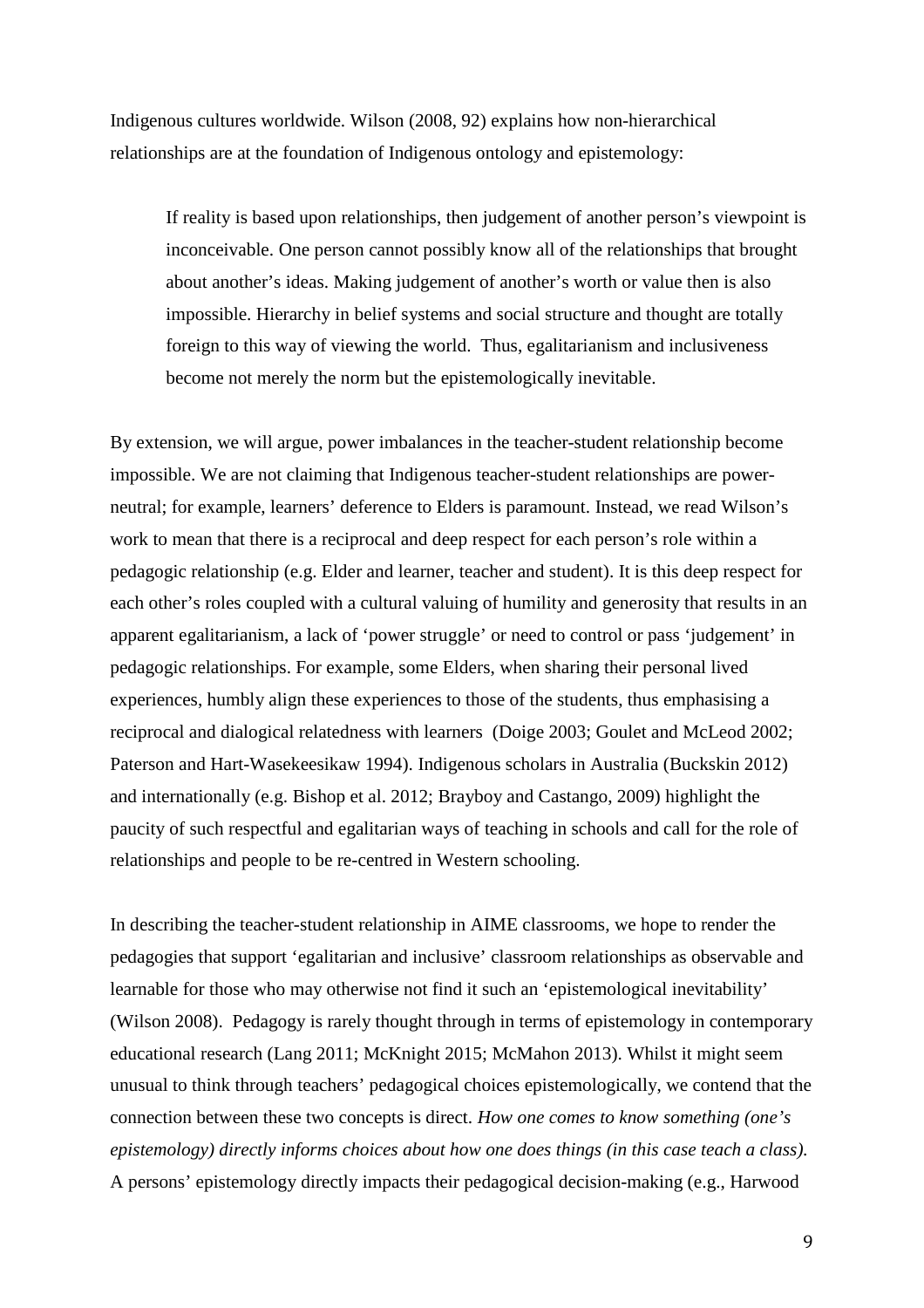Indigenous cultures worldwide. Wilson (2008, 92) explains how non-hierarchical relationships are at the foundation of Indigenous ontology and epistemology:

> If reality is based upon relationships, then judgement of another person's viewpoint is inconceivable. One person cannot possibly know all of the relationships that brought about another's ideas. Making judgement of another's worth or value then is also impossible. Hierarchy in belief systems and social structure and thought are totally foreign to this way of viewing the world. Thus, egalitarianism and inclusiveness become not merely the norm but the epistemologically inevitable.

By extension, we will argue, power imbalances in the teacher-student relationship become impossible. We are not claiming that Indigenous teacher-student relationships are power-neutral; for example, learners' deference to Elders is paramount. Instead, we read Wilson's work to mean that there is a reciprocal and deep respect for each person's role within a pedagogic relationship (e.g. Elder and learner, teacher and student). It is this deep respect for each other's roles coupled with a cultural valuing of humility and generosity that results in an apparent egalitarianism, a lack of 'power struggle' or need to control or pass 'judgement' in pedagogic relationships. For example, some Elders, when sharing their personal lived experiences, humbly align these experiences to those of the students, thus emphasising a reciprocal and dialogical relatedness with learners (Doige 2003; Goulet and McLeod 2002; Paterson and Hart-Wasekeesikaw 1994). Indigenous scholars in Australia (Buckskin 2012) and internationally (e.g. Bishop et al. 2012; Brayboy and Castango, 2009) highlight the paucity of such respectful and egalitarian ways of teaching in schools and call for the role of relationships and people to be re-centred in Western schooling.

In describing the teacher-student relationship in AIME classrooms, we hope to render the pedagogies that support 'egalitarian and inclusive' classroom relationships as observable and learnable for those who may otherwise not find it such an 'epistemological inevitability' (Wilson 2008). Pedagogy is rarely thought through in terms of epistemology in contemporary educational research (Lang 2011; McKnight 2015; McMahon 2013). Whilst it might seem unusual to think through teachers' pedagogical choices epistemologically, we contend that the connection between these two concepts is direct. *How one comes to know something (one's epistemology) directly informs choices about how one does things (in this case teach a class).* A persons' epistemology directly impacts their pedagogical decision-making (e.g., Harwood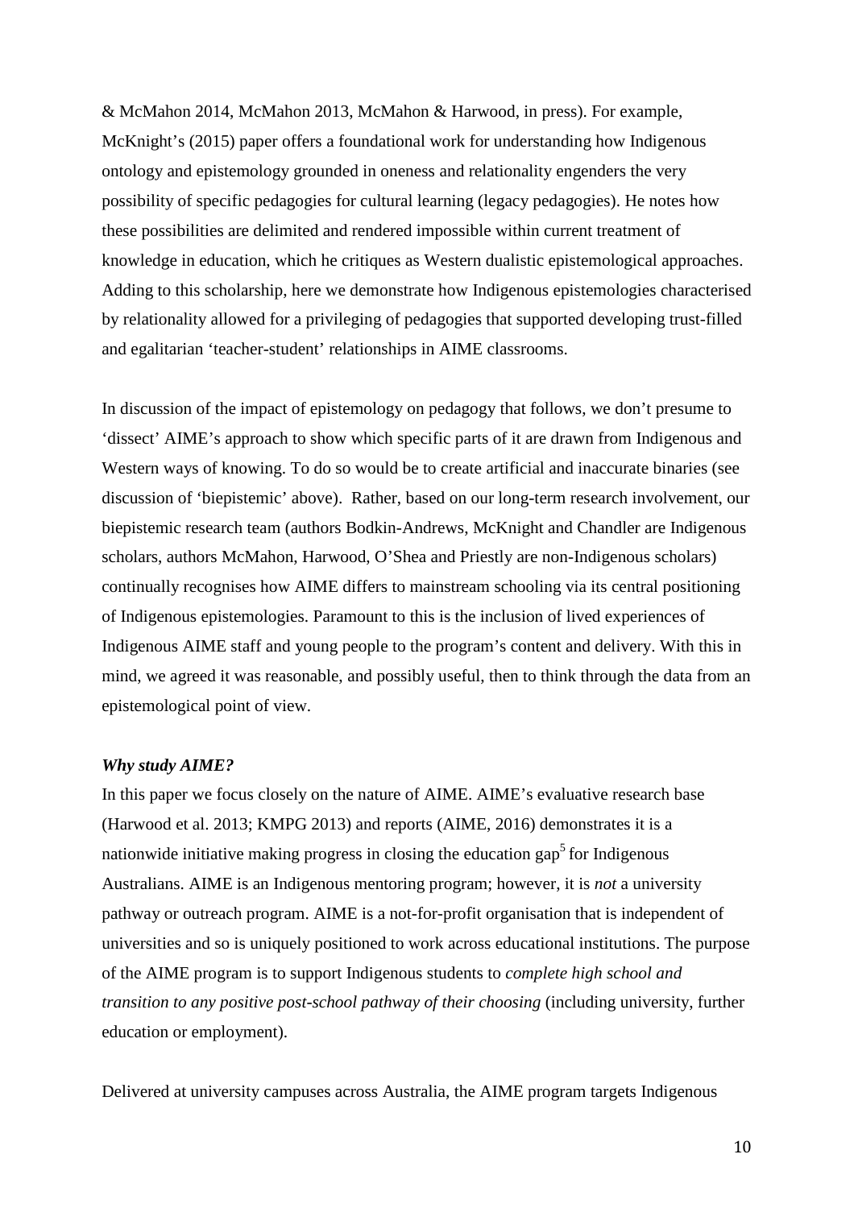& McMahon 2014, McMahon 2013, McMahon & Harwood, in press). For example, McKnight's (2015) paper offers a foundational work for understanding how Indigenous ontology and epistemology grounded in oneness and relationality engenders the very possibility of specific pedagogies for cultural learning (legacy pedagogies). He notes how these possibilities are delimited and rendered impossible within current treatment of knowledge in education, which he critiques as Western dualistic epistemological approaches. Adding to this scholarship, here we demonstrate how Indigenous epistemologies characterised by relationality allowed for a privileging of pedagogies that supported developing trust-filled and egalitarian 'teacher-student' relationships in AIME classrooms.

In discussion of the impact of epistemology on pedagogy that follows, we don't presume to 'dissect' AIME's approach to show which specific parts of it are drawn from Indigenous and Western ways of knowing. To do so would be to create artificial and inaccurate binaries (see discussion of 'biepistemic' above). Rather, based on our long-term research involvement, our biepistemic research team (authors Bodkin-Andrews, McKnight and Chandler are Indigenous scholars, authors McMahon, Harwood, O'Shea and Priestly are non-Indigenous scholars) continually recognises how AIME differs to mainstream schooling via its central positioning of Indigenous epistemologies. Paramount to this is the inclusion of lived experiences of Indigenous AIME staff and young people to the program's content and delivery. With this in mind, we agreed it was reasonable, and possibly useful, then to think through the data from an epistemological point of view.

### *Why study AIME?*

In this paper we focus closely on the nature of AIME. AIME's evaluative research base (Harwood et al. 2013; KMPG 2013) and reports (AIME, 2016) demonstrates it is a nationwide initiative making progress in closing the education gap[5] for Indigenous Australians. AIME is an Indigenous mentoring program; however, it is *not* a university pathway or outreach program. AIME is a not-for-profit organisation that is independent of universities and so is uniquely positioned to work across educational institutions. The purpose of the AIME program is to support Indigenous students to *complete high school and transition to any positive post-school pathway of their choosing* (including university, further education or employment).

Delivered at university campuses across Australia, the AIME program targets Indigenous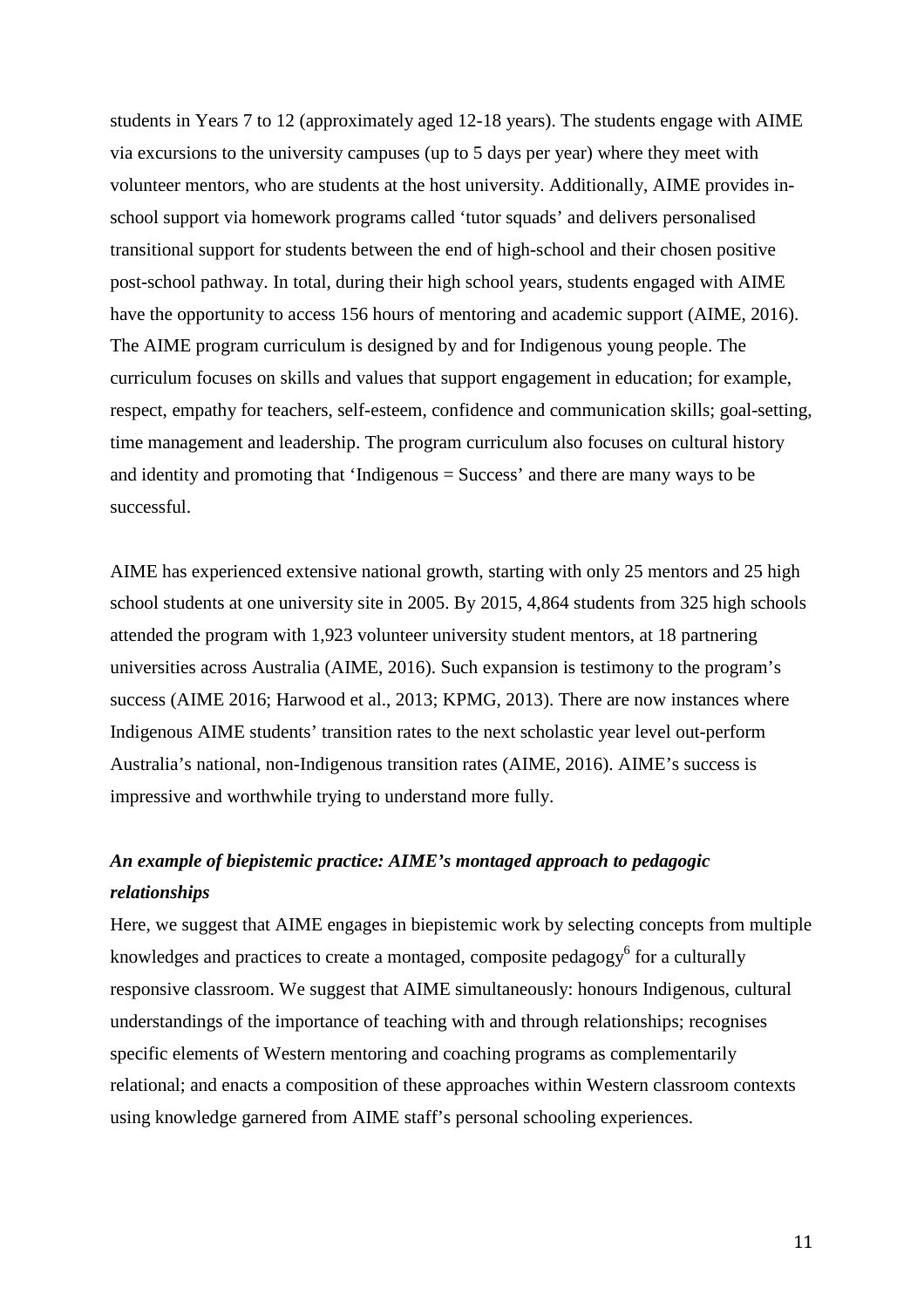students in Years 7 to 12 (approximately aged 12-18 years). The students engage with AIME via excursions to the university campuses (up to 5 days per year) where they meet with volunteer mentors, who are students at the host university. Additionally, AIME provides in-school support via homework programs called 'tutor squads' and delivers personalised transitional support for students between the end of high-school and their chosen positive post-school pathway. In total, during their high school years, students engaged with AIME have the opportunity to access 156 hours of mentoring and academic support (AIME, 2016). The AIME program curriculum is designed by and for Indigenous young people. The curriculum focuses on skills and values that support engagement in education; for example, respect, empathy for teachers, self-esteem, confidence and communication skills; goal-setting, time management and leadership. The program curriculum also focuses on cultural history and identity and promoting that 'Indigenous = Success' and there are many ways to be successful.

AIME has experienced extensive national growth, starting with only 25 mentors and 25 high school students at one university site in 2005. By 2015, 4,864 students from 325 high schools attended the program with 1,923 volunteer university student mentors, at 18 partnering universities across Australia (AIME, 2016). Such expansion is testimony to the program's success (AIME 2016; Harwood et al., 2013; KPMG, 2013). There are now instances where Indigenous AIME students' transition rates to the next scholastic year level out-perform Australia's national, non-Indigenous transition rates (AIME, 2016). AIME's success is impressive and worthwhile trying to understand more fully.

### *An example of biepistemic practice: AIME's montaged approach to pedagogic relationships*

Here, we suggest that AIME engages in biepistemic work by selecting concepts from multiple knowledges and practices to create a montaged, composite pedagogy[6] for a culturally responsive classroom. We suggest that AIME simultaneously: honours Indigenous, cultural understandings of the importance of teaching with and through relationships; recognises specific elements of Western mentoring and coaching programs as complementarily relational; and enacts a composition of these approaches within Western classroom contexts using knowledge garnered from AIME staff's personal schooling experiences.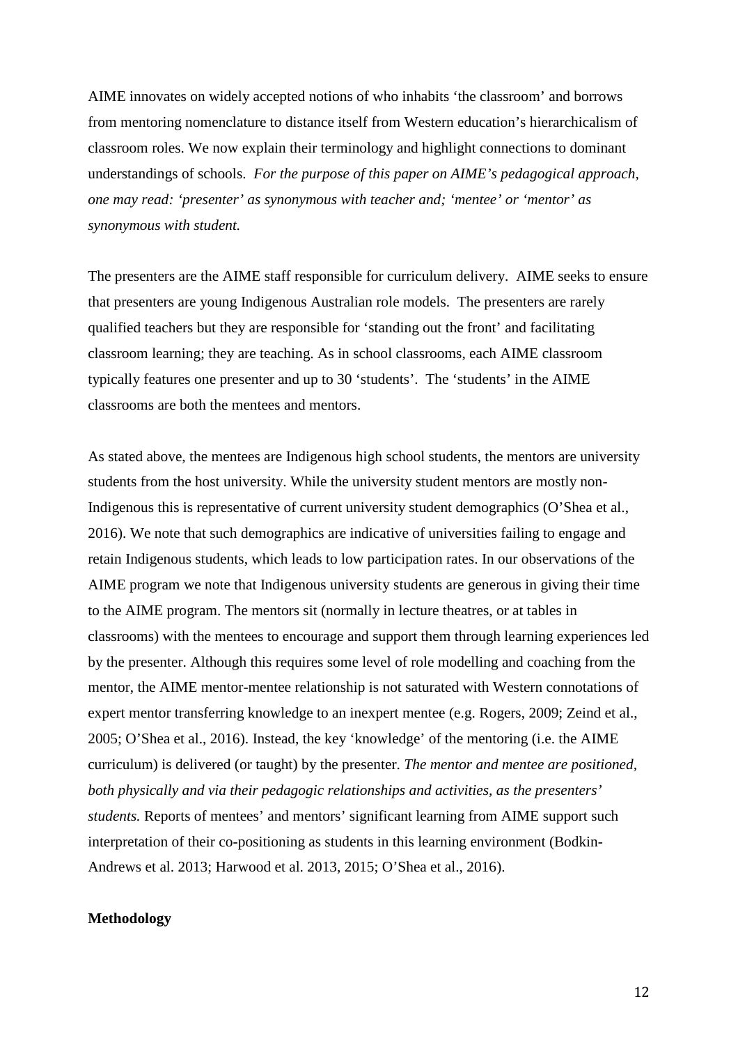AIME innovates on widely accepted notions of who inhabits 'the classroom' and borrows from mentoring nomenclature to distance itself from Western education's hierarchicalism of classroom roles. We now explain their terminology and highlight connections to dominant understandings of schools. *For the purpose of this paper on AIME's pedagogical approach, one may read: 'presenter' as synonymous with teacher and; 'mentee' or 'mentor' as synonymous with student.*

The presenters are the AIME staff responsible for curriculum delivery. AIME seeks to ensure that presenters are young Indigenous Australian role models. The presenters are rarely qualified teachers but they are responsible for 'standing out the front' and facilitating classroom learning; they are teaching. As in school classrooms, each AIME classroom typically features one presenter and up to 30 'students'. The 'students' in the AIME classrooms are both the mentees and mentors.

As stated above, the mentees are Indigenous high school students, the mentors are university students from the host university. While the university student mentors are mostly non-Indigenous this is representative of current university student demographics (O'Shea et al., 2016). We note that such demographics are indicative of universities failing to engage and retain Indigenous students, which leads to low participation rates. In our observations of the AIME program we note that Indigenous university students are generous in giving their time to the AIME program. The mentors sit (normally in lecture theatres, or at tables in classrooms) with the mentees to encourage and support them through learning experiences led by the presenter. Although this requires some level of role modelling and coaching from the mentor, the AIME mentor-mentee relationship is not saturated with Western connotations of expert mentor transferring knowledge to an inexpert mentee (e.g. Rogers, 2009; Zeind et al., 2005; O'Shea et al., 2016). Instead, the key 'knowledge' of the mentoring (i.e. the AIME curriculum) is delivered (or taught) by the presenter. *The mentor and mentee are positioned, both physically and via their pedagogic relationships and activities, as the presenters' students.* Reports of mentees' and mentors' significant learning from AIME support such interpretation of their co-positioning as students in this learning environment (Bodkin-Andrews et al. 2013; Harwood et al. 2013, 2015; O'Shea et al., 2016).

**Methodology**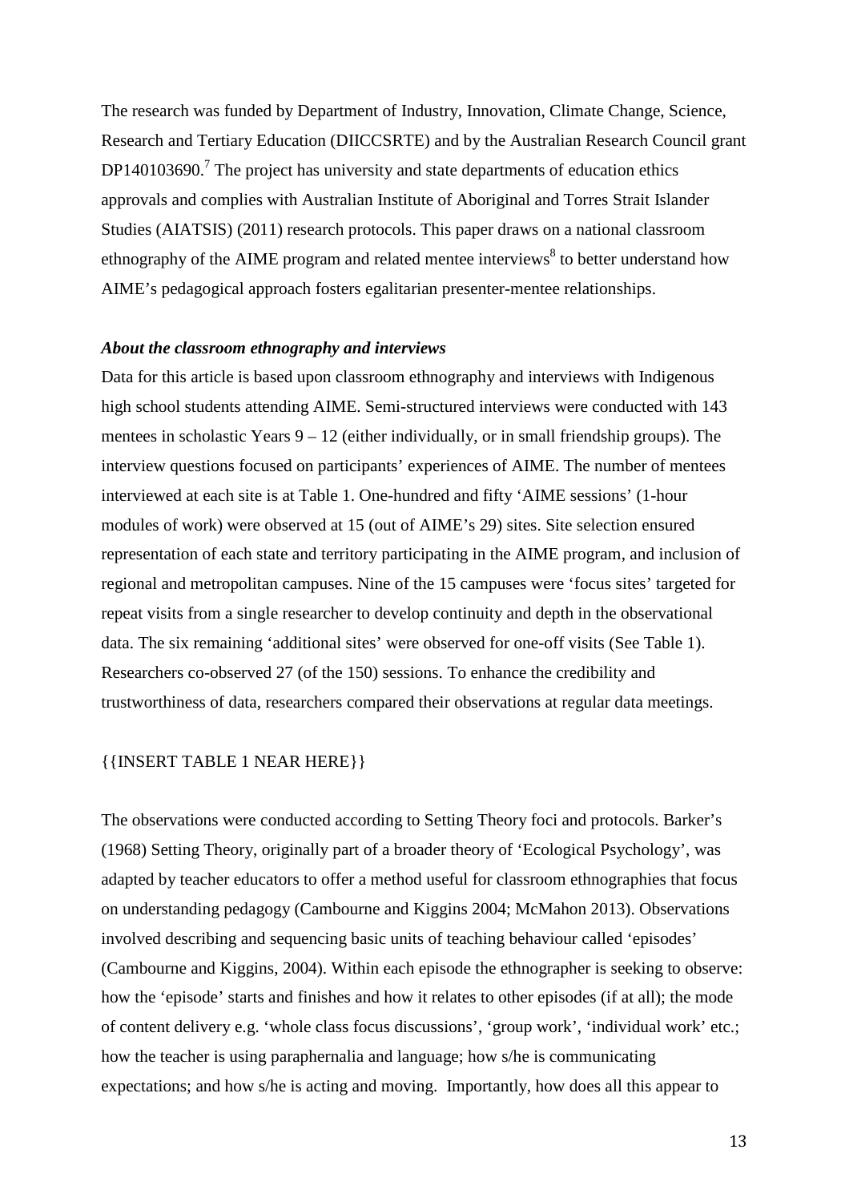The research was funded by Department of Industry, Innovation, Climate Change, Science, Research and Tertiary Education (DIICCSRTE) and by the Australian Research Council grant DP140103690.[7] The project has university and state departments of education ethics approvals and complies with Australian Institute of Aboriginal and Torres Strait Islander Studies (AIATSIS) (2011) research protocols. This paper draws on a national classroom ethnography of the AIME program and related mentee interviews[8] to better understand how AIME's pedagogical approach fosters egalitarian presenter-mentee relationships.

***About the classroom ethnography and interviews***

Data for this article is based upon classroom ethnography and interviews with Indigenous high school students attending AIME. Semi-structured interviews were conducted with 143 mentees in scholastic Years 9 – 12 (either individually, or in small friendship groups). The interview questions focused on participants' experiences of AIME. The number of mentees interviewed at each site is at Table 1. One-hundred and fifty 'AIME sessions' (1-hour modules of work) were observed at 15 (out of AIME's 29) sites. Site selection ensured representation of each state and territory participating in the AIME program, and inclusion of regional and metropolitan campuses. Nine of the 15 campuses were 'focus sites' targeted for repeat visits from a single researcher to develop continuity and depth in the observational data. The six remaining 'additional sites' were observed for one-off visits (See Table 1). Researchers co-observed 27 (of the 150) sessions. To enhance the credibility and trustworthiness of data, researchers compared their observations at regular data meetings.

{{INSERT TABLE 1 NEAR HERE}}

The observations were conducted according to Setting Theory foci and protocols. Barker's (1968) Setting Theory, originally part of a broader theory of 'Ecological Psychology', was adapted by teacher educators to offer a method useful for classroom ethnographies that focus on understanding pedagogy (Cambourne and Kiggins 2004; McMahon 2013). Observations involved describing and sequencing basic units of teaching behaviour called 'episodes' (Cambourne and Kiggins, 2004). Within each episode the ethnographer is seeking to observe: how the 'episode' starts and finishes and how it relates to other episodes (if at all); the mode of content delivery e.g. 'whole class focus discussions', 'group work', 'individual work' etc.; how the teacher is using paraphernalia and language; how s/he is communicating expectations; and how s/he is acting and moving. Importantly, how does all this appear to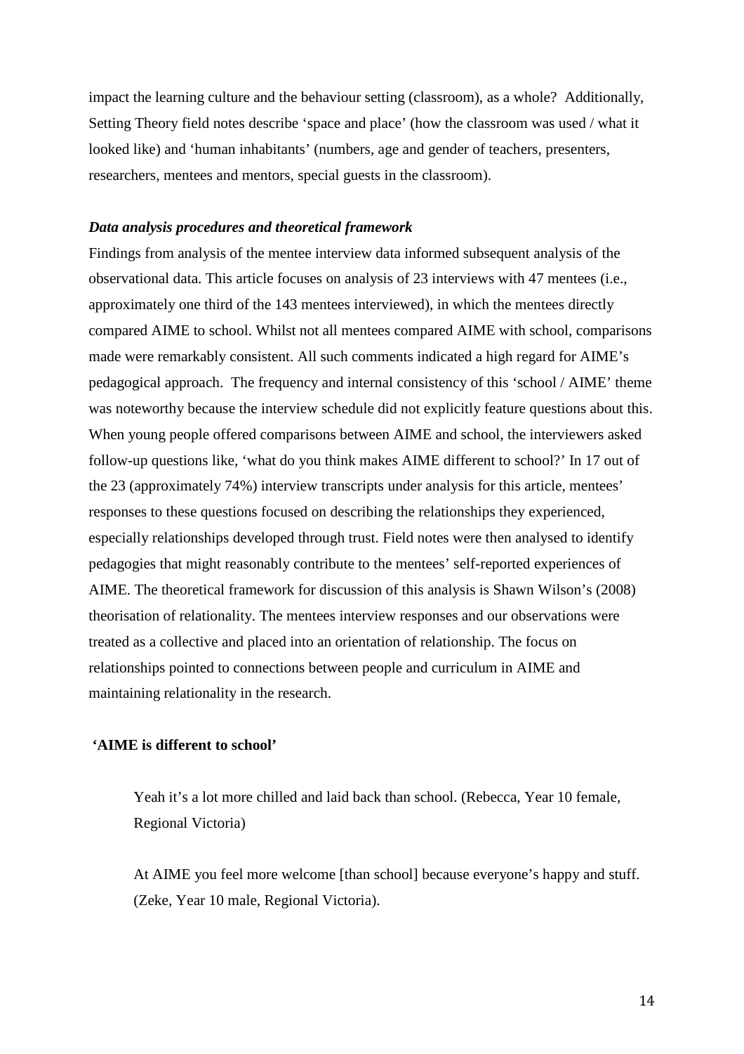impact the learning culture and the behaviour setting (classroom), as a whole? Additionally, Setting Theory field notes describe 'space and place' (how the classroom was used / what it looked like) and 'human inhabitants' (numbers, age and gender of teachers, presenters, researchers, mentees and mentors, special guests in the classroom).

### *Data analysis procedures and theoretical framework*

Findings from analysis of the mentee interview data informed subsequent analysis of the observational data. This article focuses on analysis of 23 interviews with 47 mentees (i.e., approximately one third of the 143 mentees interviewed), in which the mentees directly compared AIME to school. Whilst not all mentees compared AIME with school, comparisons made were remarkably consistent. All such comments indicated a high regard for AIME's pedagogical approach. The frequency and internal consistency of this 'school / AIME' theme was noteworthy because the interview schedule did not explicitly feature questions about this. When young people offered comparisons between AIME and school, the interviewers asked follow-up questions like, 'what do you think makes AIME different to school?' In 17 out of the 23 (approximately 74%) interview transcripts under analysis for this article, mentees' responses to these questions focused on describing the relationships they experienced, especially relationships developed through trust. Field notes were then analysed to identify pedagogies that might reasonably contribute to the mentees' self-reported experiences of AIME. The theoretical framework for discussion of this analysis is Shawn Wilson's (2008) theorisation of relationality. The mentees interview responses and our observations were treated as a collective and placed into an orientation of relationship. The focus on relationships pointed to connections between people and curriculum in AIME and maintaining relationality in the research.

### 'AIME is different to school'

> Yeah it's a lot more chilled and laid back than school. (Rebecca, Year 10 female, Regional Victoria)
>
> At AIME you feel more welcome [than school] because everyone's happy and stuff. (Zeke, Year 10 male, Regional Victoria).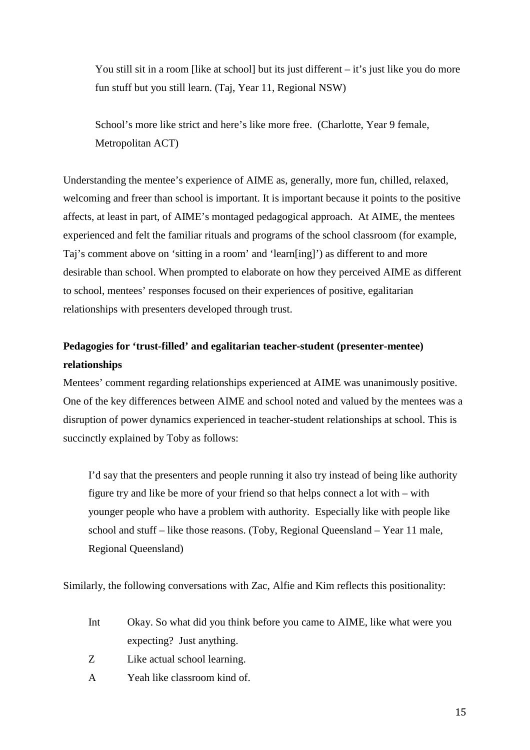> You still sit in a room [like at school] but its just different – it's just like you do more fun stuff but you still learn. (Taj, Year 11, Regional NSW)

> School's more like strict and here's like more free. (Charlotte, Year 9 female, Metropolitan ACT)

Understanding the mentee's experience of AIME as, generally, more fun, chilled, relaxed, welcoming and freer than school is important. It is important because it points to the positive affects, at least in part, of AIME's montaged pedagogical approach. At AIME, the mentees experienced and felt the familiar rituals and programs of the school classroom (for example, Taj's comment above on 'sitting in a room' and 'learn[ing]') as different to and more desirable than school. When prompted to elaborate on how they perceived AIME as different to school, mentees' responses focused on their experiences of positive, egalitarian relationships with presenters developed through trust.

**Pedagogies for 'trust-filled' and egalitarian teacher-student (presenter-mentee) relationships**

Mentees' comment regarding relationships experienced at AIME was unanimously positive. One of the key differences between AIME and school noted and valued by the mentees was a disruption of power dynamics experienced in teacher-student relationships at school. This is succinctly explained by Toby as follows:

> I'd say that the presenters and people running it also try instead of being like authority figure try and like be more of your friend so that helps connect a lot with – with younger people who have a problem with authority. Especially like with people like school and stuff – like those reasons. (Toby, Regional Queensland – Year 11 male, Regional Queensland)

Similarly, the following conversations with Zac, Alfie and Kim reflects this positionality:

> Int Okay. So what did you think before you came to AIME, like what were you expecting? Just anything.
>
> Z Like actual school learning.
>
> A Yeah like classroom kind of.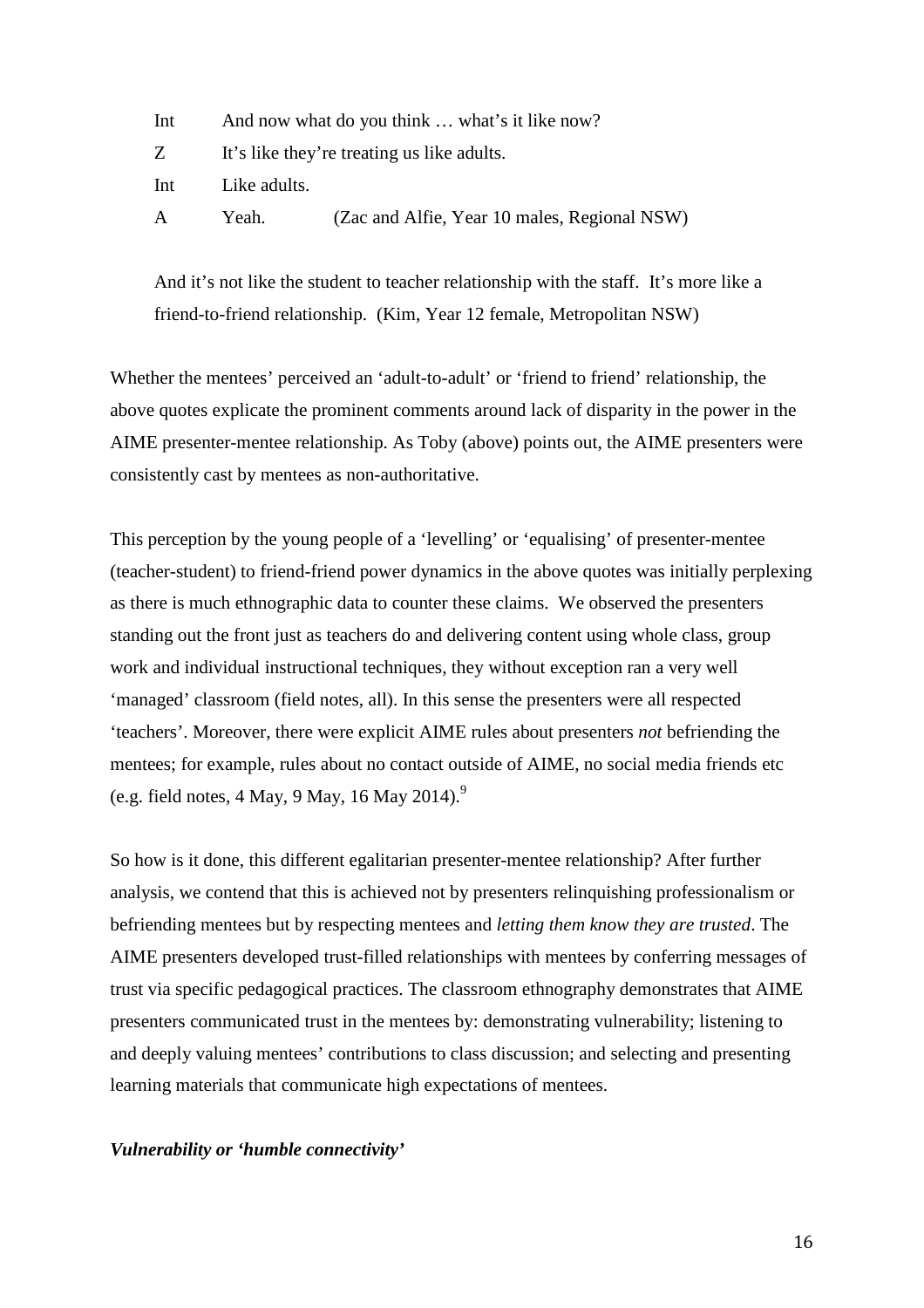Int  And now what do you think … what's it like now?

Z  It's like they're treating us like adults.

Int  Like adults.

A  Yeah.  (Zac and Alfie, Year 10 males, Regional NSW)

> And it's not like the student to teacher relationship with the staff. It's more like a friend-to-friend relationship. (Kim, Year 12 female, Metropolitan NSW)

Whether the mentees' perceived an 'adult-to-adult' or 'friend to friend' relationship, the above quotes explicate the prominent comments around lack of disparity in the power in the AIME presenter-mentee relationship. As Toby (above) points out, the AIME presenters were consistently cast by mentees as non-authoritative.

This perception by the young people of a 'levelling' or 'equalising' of presenter-mentee (teacher-student) to friend-friend power dynamics in the above quotes was initially perplexing as there is much ethnographic data to counter these claims. We observed the presenters standing out the front just as teachers do and delivering content using whole class, group work and individual instructional techniques, they without exception ran a very well 'managed' classroom (field notes, all). In this sense the presenters were all respected 'teachers'. Moreover, there were explicit AIME rules about presenters *not* befriending the mentees; for example, rules about no contact outside of AIME, no social media friends etc (e.g. field notes, 4 May, 9 May, 16 May 2014).[9]

So how is it done, this different egalitarian presenter-mentee relationship? After further analysis, we contend that this is achieved not by presenters relinquishing professionalism or befriending mentees but by respecting mentees and *letting them know they are trusted*. The AIME presenters developed trust-filled relationships with mentees by conferring messages of trust via specific pedagogical practices. The classroom ethnography demonstrates that AIME presenters communicated trust in the mentees by: demonstrating vulnerability; listening to and deeply valuing mentees' contributions to class discussion; and selecting and presenting learning materials that communicate high expectations of mentees.

***Vulnerability or 'humble connectivity'***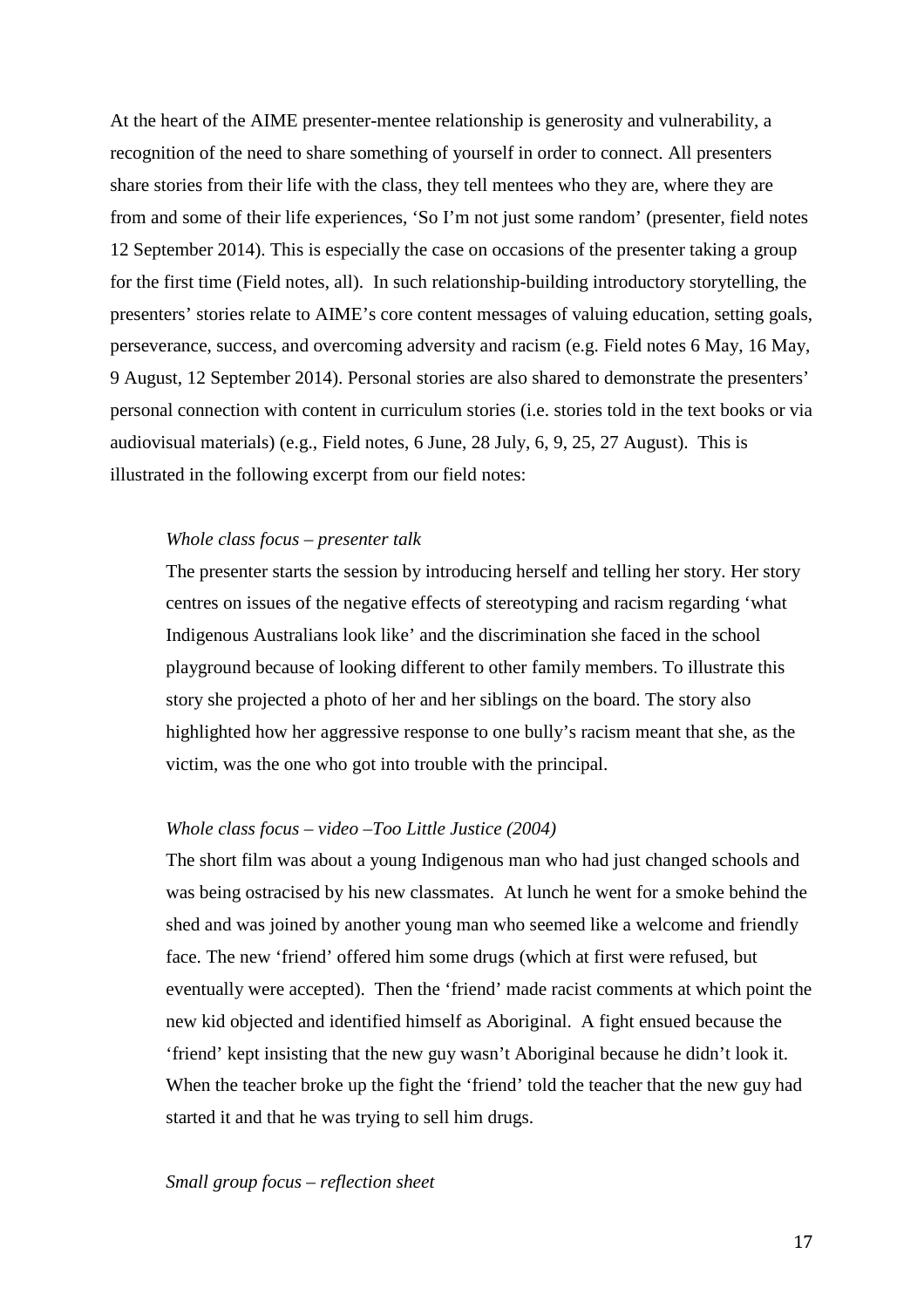At the heart of the AIME presenter-mentee relationship is generosity and vulnerability, a recognition of the need to share something of yourself in order to connect. All presenters share stories from their life with the class, they tell mentees who they are, where they are from and some of their life experiences, 'So I'm not just some random' (presenter, field notes 12 September 2014). This is especially the case on occasions of the presenter taking a group for the first time (Field notes, all). In such relationship-building introductory storytelling, the presenters' stories relate to AIME's core content messages of valuing education, setting goals, perseverance, success, and overcoming adversity and racism (e.g. Field notes 6 May, 16 May, 9 August, 12 September 2014). Personal stories are also shared to demonstrate the presenters' personal connection with content in curriculum stories (i.e. stories told in the text books or via audiovisual materials) (e.g., Field notes, 6 June, 28 July, 6, 9, 25, 27 August). This is illustrated in the following excerpt from our field notes:

> *Whole class focus – presenter talk*
>
> The presenter starts the session by introducing herself and telling her story. Her story centres on issues of the negative effects of stereotyping and racism regarding 'what Indigenous Australians look like' and the discrimination she faced in the school playground because of looking different to other family members. To illustrate this story she projected a photo of her and her siblings on the board. The story also highlighted how her aggressive response to one bully's racism meant that she, as the victim, was the one who got into trouble with the principal.
>
> *Whole class focus – video –Too Little Justice (2004)*
>
> The short film was about a young Indigenous man who had just changed schools and was being ostracised by his new classmates. At lunch he went for a smoke behind the shed and was joined by another young man who seemed like a welcome and friendly face. The new 'friend' offered him some drugs (which at first were refused, but eventually were accepted). Then the 'friend' made racist comments at which point the new kid objected and identified himself as Aboriginal. A fight ensued because the 'friend' kept insisting that the new guy wasn't Aboriginal because he didn't look it. When the teacher broke up the fight the 'friend' told the teacher that the new guy had started it and that he was trying to sell him drugs.
>
> *Small group focus – reflection sheet*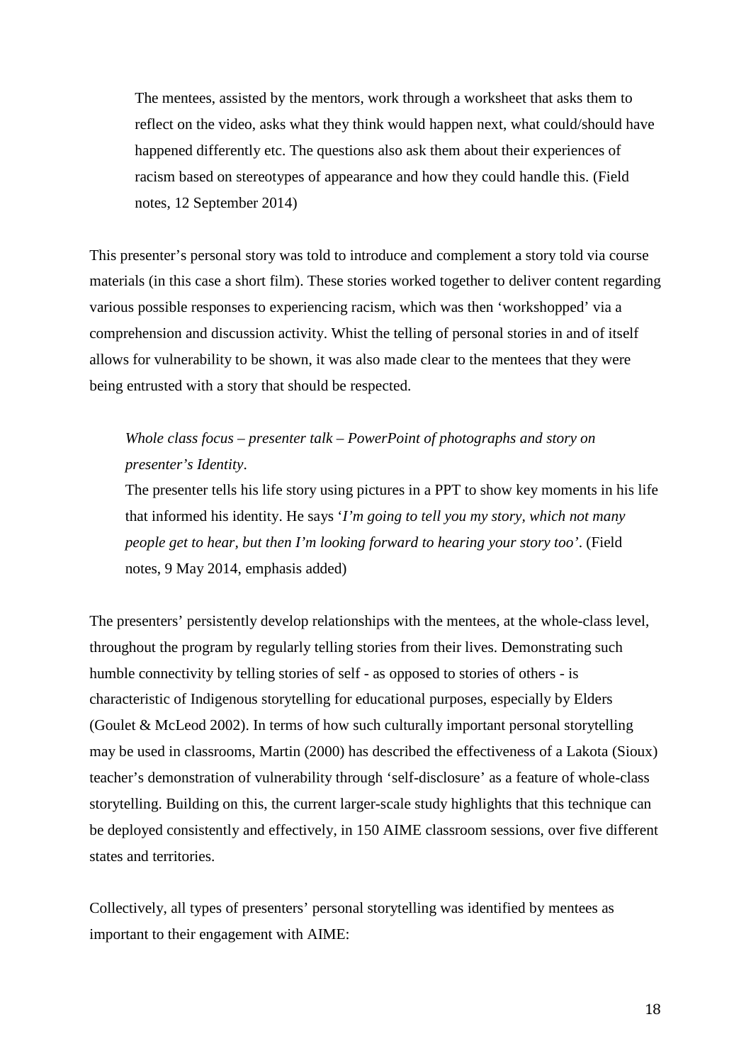> The mentees, assisted by the mentors, work through a worksheet that asks them to reflect on the video, asks what they think would happen next, what could/should have happened differently etc. The questions also ask them about their experiences of racism based on stereotypes of appearance and how they could handle this. (Field notes, 12 September 2014)

This presenter's personal story was told to introduce and complement a story told via course materials (in this case a short film). These stories worked together to deliver content regarding various possible responses to experiencing racism, which was then 'workshopped' via a comprehension and discussion activity. Whist the telling of personal stories in and of itself allows for vulnerability to be shown, it was also made clear to the mentees that they were being entrusted with a story that should be respected.

> *Whole class focus – presenter talk – PowerPoint of photographs and story on presenter's Identity*.
>
> The presenter tells his life story using pictures in a PPT to show key moments in his life that informed his identity. He says '*I'm going to tell you my story, which not many people get to hear, but then I'm looking forward to hearing your story too*'. (Field notes, 9 May 2014, emphasis added)

The presenters' persistently develop relationships with the mentees, at the whole-class level, throughout the program by regularly telling stories from their lives. Demonstrating such humble connectivity by telling stories of self - as opposed to stories of others - is characteristic of Indigenous storytelling for educational purposes, especially by Elders (Goulet & McLeod 2002). In terms of how such culturally important personal storytelling may be used in classrooms, Martin (2000) has described the effectiveness of a Lakota (Sioux) teacher's demonstration of vulnerability through 'self-disclosure' as a feature of whole-class storytelling. Building on this, the current larger-scale study highlights that this technique can be deployed consistently and effectively, in 150 AIME classroom sessions, over five different states and territories.

Collectively, all types of presenters' personal storytelling was identified by mentees as important to their engagement with AIME: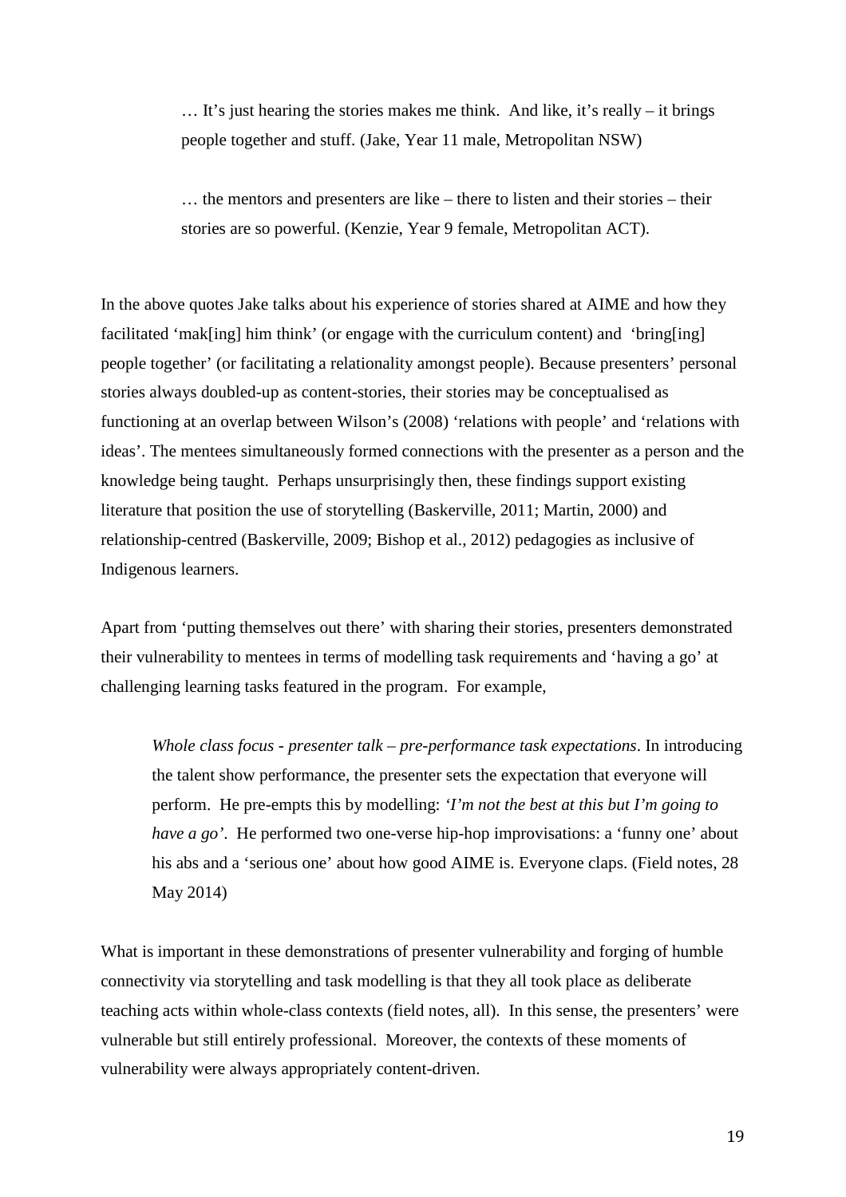> … It’s just hearing the stories makes me think. And like, it’s really – it brings people together and stuff. (Jake, Year 11 male, Metropolitan NSW)

> … the mentors and presenters are like – there to listen and their stories – their stories are so powerful. (Kenzie, Year 9 female, Metropolitan ACT).

In the above quotes Jake talks about his experience of stories shared at AIME and how they facilitated ‘mak[ing] him think’ (or engage with the curriculum content) and ‘bring[ing] people together’ (or facilitating a relationality amongst people). Because presenters’ personal stories always doubled-up as content-stories, their stories may be conceptualised as functioning at an overlap between Wilson’s (2008) ‘relations with people’ and ‘relations with ideas’. The mentees simultaneously formed connections with the presenter as a person and the knowledge being taught. Perhaps unsurprisingly then, these findings support existing literature that position the use of storytelling (Baskerville, 2011; Martin, 2000) and relationship-centred (Baskerville, 2009; Bishop et al., 2012) pedagogies as inclusive of Indigenous learners.

Apart from ‘putting themselves out there’ with sharing their stories, presenters demonstrated their vulnerability to mentees in terms of modelling task requirements and ‘having a go’ at challenging learning tasks featured in the program. For example,

> *Whole class focus - presenter talk – pre-performance task expectations*. In introducing the talent show performance, the presenter sets the expectation that everyone will perform. He pre-empts this by modelling: *‘I’m not the best at this but I’m going to have a go’*. He performed two one-verse hip-hop improvisations: a ‘funny one’ about his abs and a ‘serious one’ about how good AIME is. Everyone claps. (Field notes, 28 May 2014)

What is important in these demonstrations of presenter vulnerability and forging of humble connectivity via storytelling and task modelling is that they all took place as deliberate teaching acts within whole-class contexts (field notes, all). In this sense, the presenters’ were vulnerable but still entirely professional. Moreover, the contexts of these moments of vulnerability were always appropriately content-driven.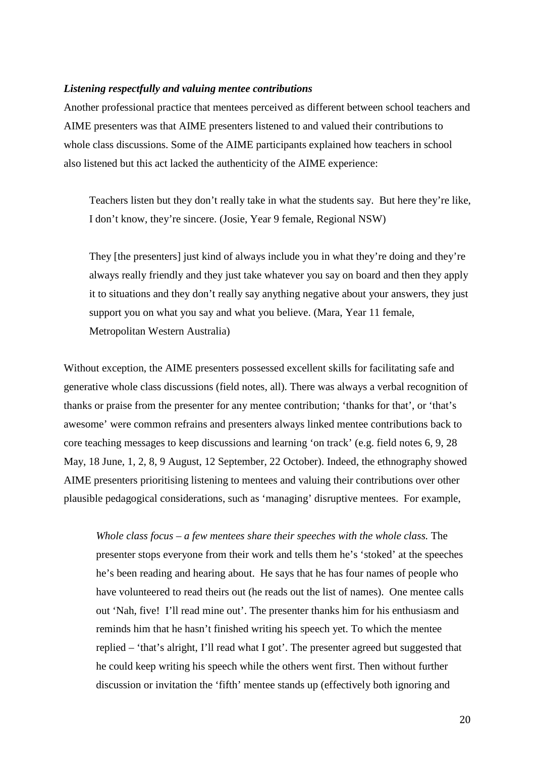***Listening respectfully and valuing mentee contributions***

Another professional practice that mentees perceived as different between school teachers and AIME presenters was that AIME presenters listened to and valued their contributions to whole class discussions. Some of the AIME participants explained how teachers in school also listened but this act lacked the authenticity of the AIME experience:

> Teachers listen but they don't really take in what the students say. But here they're like, I don't know, they're sincere. (Josie, Year 9 female, Regional NSW)

> They [the presenters] just kind of always include you in what they're doing and they're always really friendly and they just take whatever you say on board and then they apply it to situations and they don't really say anything negative about your answers, they just support you on what you say and what you believe. (Mara, Year 11 female, Metropolitan Western Australia)

Without exception, the AIME presenters possessed excellent skills for facilitating safe and generative whole class discussions (field notes, all). There was always a verbal recognition of thanks or praise from the presenter for any mentee contribution; 'thanks for that', or 'that's awesome' were common refrains and presenters always linked mentee contributions back to core teaching messages to keep discussions and learning 'on track' (e.g. field notes 6, 9, 28 May, 18 June, 1, 2, 8, 9 August, 12 September, 22 October). Indeed, the ethnography showed AIME presenters prioritising listening to mentees and valuing their contributions over other plausible pedagogical considerations, such as 'managing' disruptive mentees. For example,

> *Whole class focus – a few mentees share their speeches with the whole class.* The presenter stops everyone from their work and tells them he's 'stoked' at the speeches he's been reading and hearing about. He says that he has four names of people who have volunteered to read theirs out (he reads out the list of names). One mentee calls out 'Nah, five! I'll read mine out'. The presenter thanks him for his enthusiasm and reminds him that he hasn't finished writing his speech yet. To which the mentee replied – 'that's alright, I'll read what I got'. The presenter agreed but suggested that he could keep writing his speech while the others went first. Then without further discussion or invitation the 'fifth' mentee stands up (effectively both ignoring and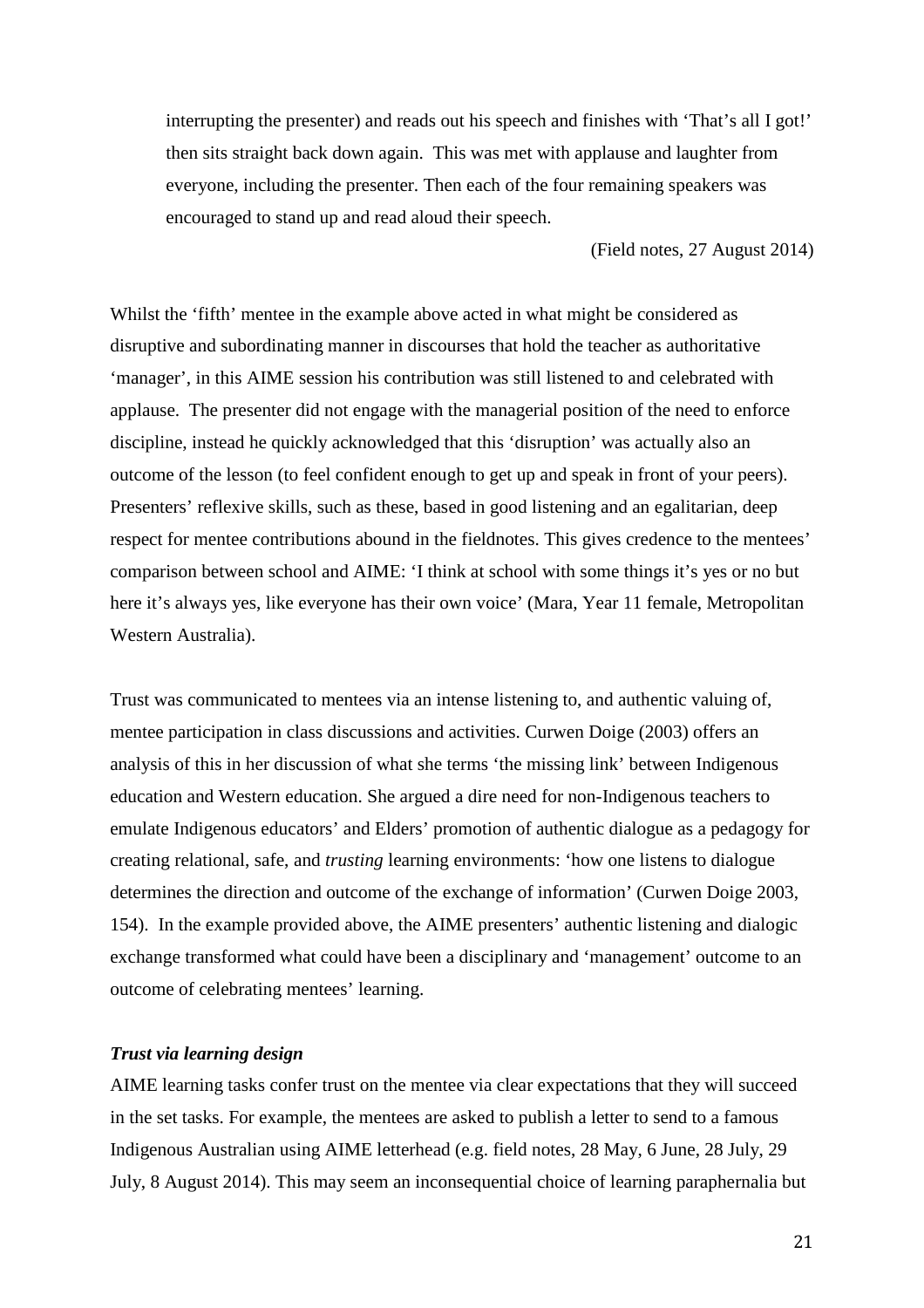> interrupting the presenter) and reads out his speech and finishes with 'That's all I got!' then sits straight back down again. This was met with applause and laughter from everyone, including the presenter. Then each of the four remaining speakers was encouraged to stand up and read aloud their speech.
>
> (Field notes, 27 August 2014)

Whilst the 'fifth' mentee in the example above acted in what might be considered as disruptive and subordinating manner in discourses that hold the teacher as authoritative 'manager', in this AIME session his contribution was still listened to and celebrated with applause. The presenter did not engage with the managerial position of the need to enforce discipline, instead he quickly acknowledged that this 'disruption' was actually also an outcome of the lesson (to feel confident enough to get up and speak in front of your peers). Presenters' reflexive skills, such as these, based in good listening and an egalitarian, deep respect for mentee contributions abound in the fieldnotes. This gives credence to the mentees' comparison between school and AIME: 'I think at school with some things it's yes or no but here it's always yes, like everyone has their own voice' (Mara, Year 11 female, Metropolitan Western Australia).

Trust was communicated to mentees via an intense listening to, and authentic valuing of, mentee participation in class discussions and activities. Curwen Doige (2003) offers an analysis of this in her discussion of what she terms 'the missing link' between Indigenous education and Western education. She argued a dire need for non-Indigenous teachers to emulate Indigenous educators' and Elders' promotion of authentic dialogue as a pedagogy for creating relational, safe, and *trusting* learning environments: 'how one listens to dialogue determines the direction and outcome of the exchange of information' (Curwen Doige 2003, 154). In the example provided above, the AIME presenters' authentic listening and dialogic exchange transformed what could have been a disciplinary and 'management' outcome to an outcome of celebrating mentees' learning.

***Trust via learning design***

AIME learning tasks confer trust on the mentee via clear expectations that they will succeed in the set tasks. For example, the mentees are asked to publish a letter to send to a famous Indigenous Australian using AIME letterhead (e.g. field notes, 28 May, 6 June, 28 July, 29 July, 8 August 2014). This may seem an inconsequential choice of learning paraphernalia but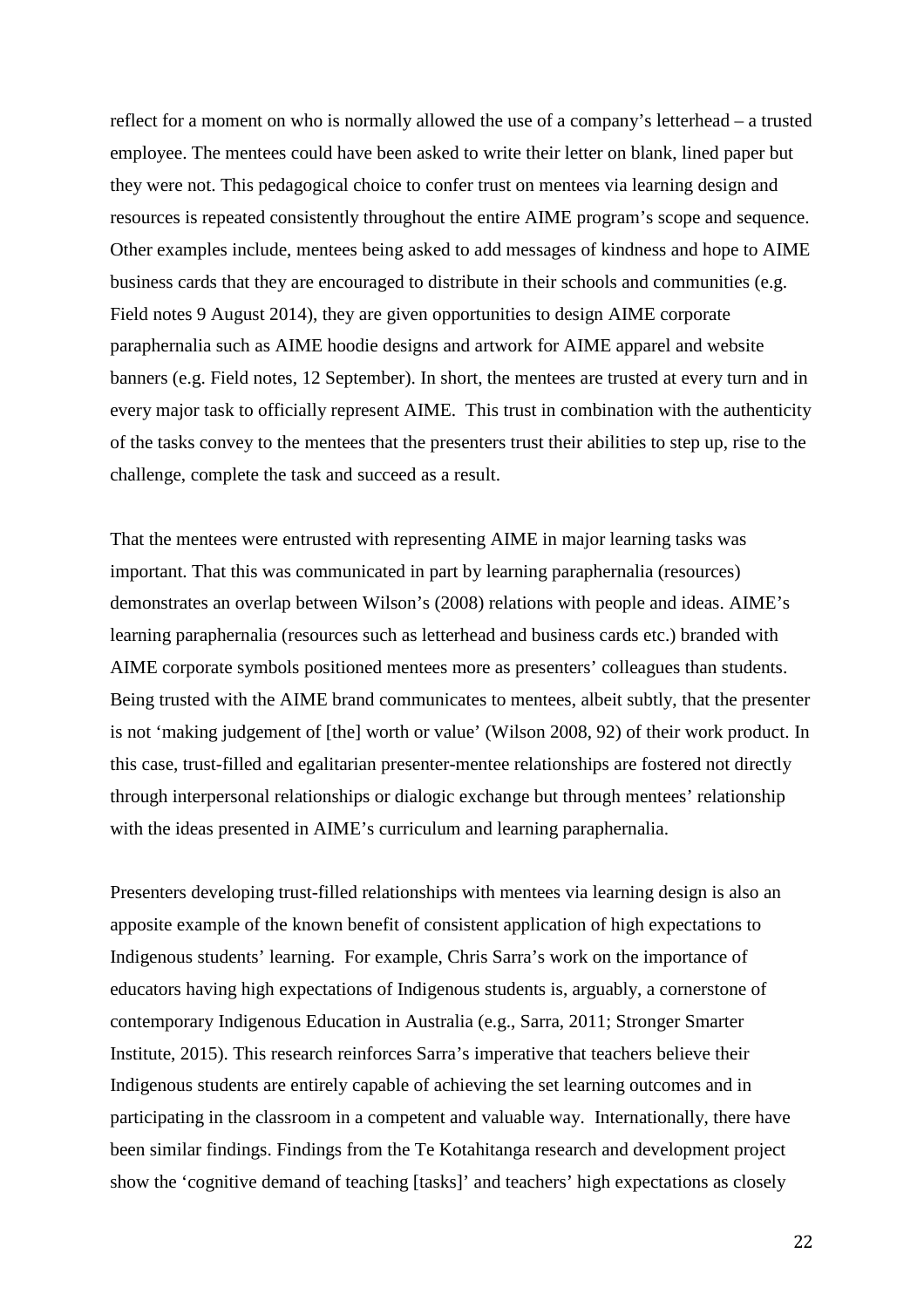reflect for a moment on who is normally allowed the use of a company's letterhead – a trusted employee. The mentees could have been asked to write their letter on blank, lined paper but they were not. This pedagogical choice to confer trust on mentees via learning design and resources is repeated consistently throughout the entire AIME program's scope and sequence. Other examples include, mentees being asked to add messages of kindness and hope to AIME business cards that they are encouraged to distribute in their schools and communities (e.g. Field notes 9 August 2014), they are given opportunities to design AIME corporate paraphernalia such as AIME hoodie designs and artwork for AIME apparel and website banners (e.g. Field notes, 12 September). In short, the mentees are trusted at every turn and in every major task to officially represent AIME. This trust in combination with the authenticity of the tasks convey to the mentees that the presenters trust their abilities to step up, rise to the challenge, complete the task and succeed as a result.

That the mentees were entrusted with representing AIME in major learning tasks was important. That this was communicated in part by learning paraphernalia (resources) demonstrates an overlap between Wilson's (2008) relations with people and ideas. AIME's learning paraphernalia (resources such as letterhead and business cards etc.) branded with AIME corporate symbols positioned mentees more as presenters' colleagues than students. Being trusted with the AIME brand communicates to mentees, albeit subtly, that the presenter is not 'making judgement of [the] worth or value' (Wilson 2008, 92) of their work product. In this case, trust-filled and egalitarian presenter-mentee relationships are fostered not directly through interpersonal relationships or dialogic exchange but through mentees' relationship with the ideas presented in AIME's curriculum and learning paraphernalia.

Presenters developing trust-filled relationships with mentees via learning design is also an apposite example of the known benefit of consistent application of high expectations to Indigenous students' learning. For example, Chris Sarra's work on the importance of educators having high expectations of Indigenous students is, arguably, a cornerstone of contemporary Indigenous Education in Australia (e.g., Sarra, 2011; Stronger Smarter Institute, 2015). This research reinforces Sarra's imperative that teachers believe their Indigenous students are entirely capable of achieving the set learning outcomes and in participating in the classroom in a competent and valuable way. Internationally, there have been similar findings. Findings from the Te Kotahitanga research and development project show the 'cognitive demand of teaching [tasks]' and teachers' high expectations as closely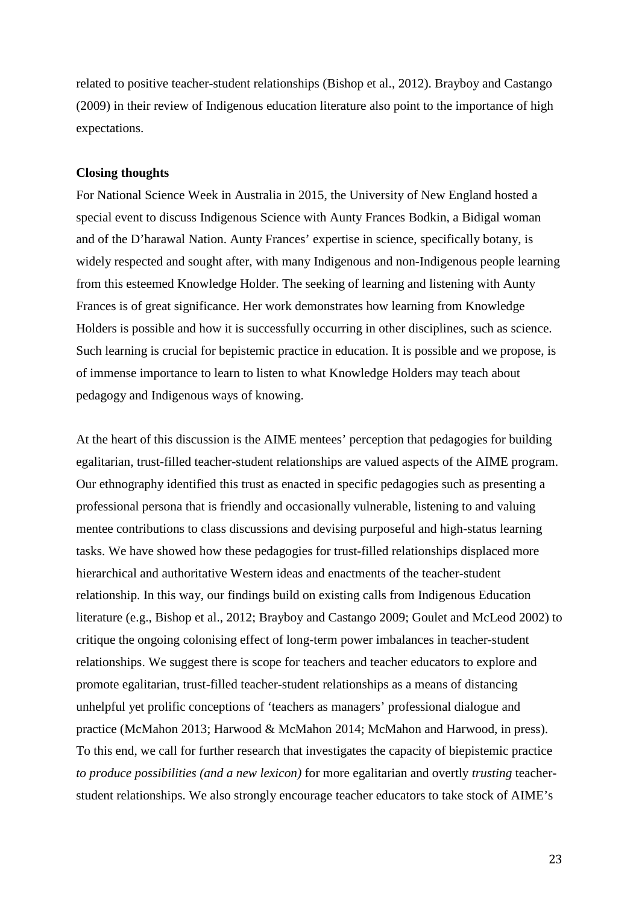related to positive teacher-student relationships (Bishop et al., 2012). Brayboy and Castango (2009) in their review of Indigenous education literature also point to the importance of high expectations.

**Closing thoughts**

For National Science Week in Australia in 2015, the University of New England hosted a special event to discuss Indigenous Science with Aunty Frances Bodkin, a Bidigal woman and of the D'harawal Nation. Aunty Frances' expertise in science, specifically botany, is widely respected and sought after, with many Indigenous and non-Indigenous people learning from this esteemed Knowledge Holder. The seeking of learning and listening with Aunty Frances is of great significance. Her work demonstrates how learning from Knowledge Holders is possible and how it is successfully occurring in other disciplines, such as science. Such learning is crucial for bepistemic practice in education. It is possible and we propose, is of immense importance to learn to listen to what Knowledge Holders may teach about pedagogy and Indigenous ways of knowing.

At the heart of this discussion is the AIME mentees' perception that pedagogies for building egalitarian, trust-filled teacher-student relationships are valued aspects of the AIME program. Our ethnography identified this trust as enacted in specific pedagogies such as presenting a professional persona that is friendly and occasionally vulnerable, listening to and valuing mentee contributions to class discussions and devising purposeful and high-status learning tasks. We have showed how these pedagogies for trust-filled relationships displaced more hierarchical and authoritative Western ideas and enactments of the teacher-student relationship. In this way, our findings build on existing calls from Indigenous Education literature (e.g., Bishop et al., 2012; Brayboy and Castango 2009; Goulet and McLeod 2002) to critique the ongoing colonising effect of long-term power imbalances in teacher-student relationships. We suggest there is scope for teachers and teacher educators to explore and promote egalitarian, trust-filled teacher-student relationships as a means of distancing unhelpful yet prolific conceptions of 'teachers as managers' professional dialogue and practice (McMahon 2013; Harwood & McMahon 2014; McMahon and Harwood, in press). To this end, we call for further research that investigates the capacity of biepistemic practice *to produce possibilities (and a new lexicon)* for more egalitarian and overtly *trusting* teacher-student relationships. We also strongly encourage teacher educators to take stock of AIME's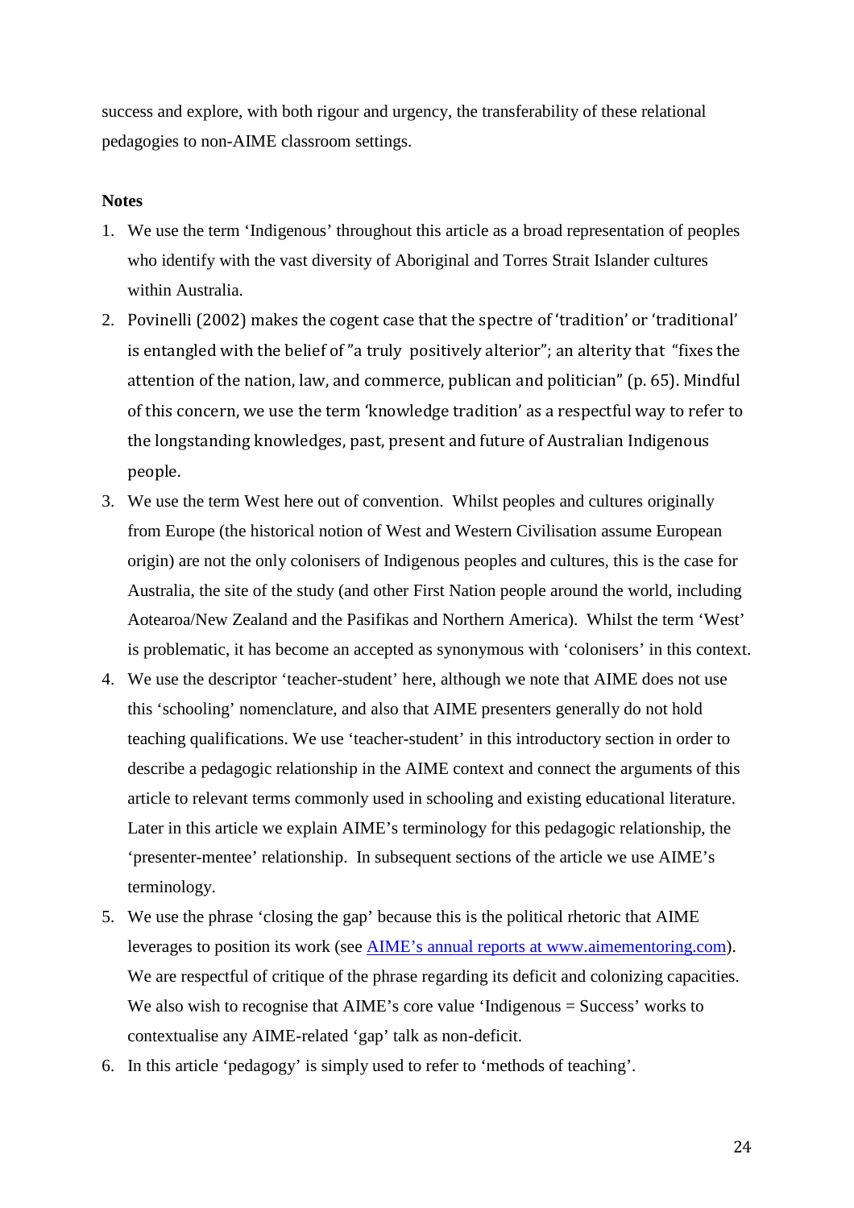success and explore, with both rigour and urgency, the transferability of these relational pedagogies to non-AIME classroom settings.

**Notes**

1. We use the term 'Indigenous' throughout this article as a broad representation of peoples who identify with the vast diversity of Aboriginal and Torres Strait Islander cultures within Australia.
2. Povinelli (2002) makes the cogent case that the spectre of 'tradition' or 'traditional' is entangled with the belief of "a truly positively alterior"; an alterity that "fixes the attention of the nation, law, and commerce, publican and politician" (p. 65). Mindful of this concern, we use the term 'knowledge tradition' as a respectful way to refer to the longstanding knowledges, past, present and future of Australian Indigenous people.
3. We use the term West here out of convention. Whilst peoples and cultures originally from Europe (the historical notion of West and Western Civilisation assume European origin) are not the only colonisers of Indigenous peoples and cultures, this is the case for Australia, the site of the study (and other First Nation people around the world, including Aotearoa/New Zealand and the Pasifikas and Northern America). Whilst the term 'West' is problematic, it has become an accepted as synonymous with 'colonisers' in this context.
4. We use the descriptor 'teacher-student' here, although we note that AIME does not use this 'schooling' nomenclature, and also that AIME presenters generally do not hold teaching qualifications. We use 'teacher-student' in this introductory section in order to describe a pedagogic relationship in the AIME context and connect the arguments of this article to relevant terms commonly used in schooling and existing educational literature. Later in this article we explain AIME's terminology for this pedagogic relationship, the 'presenter-mentee' relationship. In subsequent sections of the article we use AIME's terminology.
5. We use the phrase 'closing the gap' because this is the political rhetoric that AIME leverages to position its work (see [AIME's annual reports at www.aimementoring.com](www.aimementoring.com)). We are respectful of critique of the phrase regarding its deficit and colonizing capacities. We also wish to recognise that AIME's core value 'Indigenous = Success' works to contextualise any AIME-related 'gap' talk as non-deficit.
6. In this article 'pedagogy' is simply used to refer to 'methods of teaching'.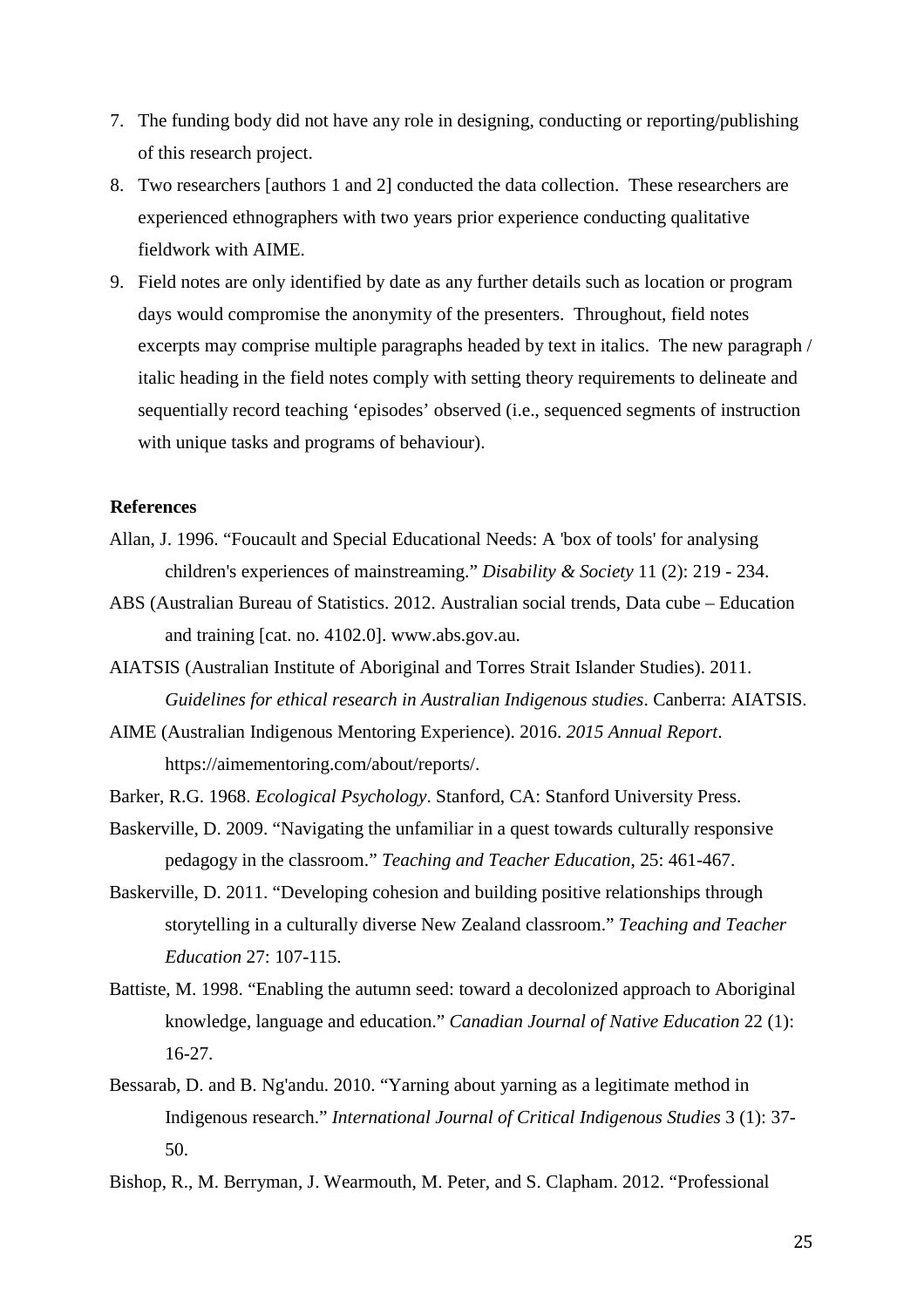7. The funding body did not have any role in designing, conducting or reporting/publishing of this research project.
8. Two researchers [authors 1 and 2] conducted the data collection. These researchers are experienced ethnographers with two years prior experience conducting qualitative fieldwork with AIME.
9. Field notes are only identified by date as any further details such as location or program days would compromise the anonymity of the presenters. Throughout, field notes excerpts may comprise multiple paragraphs headed by text in italics. The new paragraph / italic heading in the field notes comply with setting theory requirements to delineate and sequentially record teaching 'episodes' observed (i.e., sequenced segments of instruction with unique tasks and programs of behaviour).

**References**

Allan, J. 1996. "Foucault and Special Educational Needs: A 'box of tools' for analysing children's experiences of mainstreaming." *Disability & Society* 11 (2): 219 - 234.

ABS (Australian Bureau of Statistics. 2012. Australian social trends, Data cube – Education and training [cat. no. 4102.0]. www.abs.gov.au.

AIATSIS (Australian Institute of Aboriginal and Torres Strait Islander Studies). 2011. *Guidelines for ethical research in Australian Indigenous studies*. Canberra: AIATSIS.

AIME (Australian Indigenous Mentoring Experience). 2016. *2015 Annual Report*. https://aimementoring.com/about/reports/.

Barker, R.G. 1968. *Ecological Psychology*. Stanford, CA: Stanford University Press.

Baskerville, D. 2009. "Navigating the unfamiliar in a quest towards culturally responsive pedagogy in the classroom." *Teaching and Teacher Education*, 25: 461-467.

Baskerville, D. 2011. "Developing cohesion and building positive relationships through storytelling in a culturally diverse New Zealand classroom." *Teaching and Teacher Education* 27: 107-115.

Battiste, M. 1998. "Enabling the autumn seed: toward a decolonized approach to Aboriginal knowledge, language and education." *Canadian Journal of Native Education* 22 (1): 16-27.

Bessarab, D. and B. Ng'andu. 2010. "Yarning about yarning as a legitimate method in Indigenous research." *International Journal of Critical Indigenous Studies* 3 (1): 37-50.

Bishop, R., M. Berryman, J. Wearmouth, M. Peter, and S. Clapham. 2012. "Professional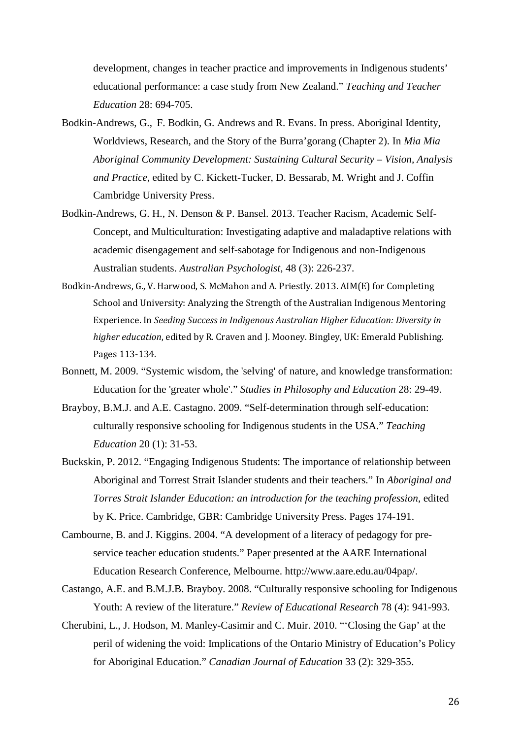development, changes in teacher practice and improvements in Indigenous students' educational performance: a case study from New Zealand." *Teaching and Teacher Education* 28: 694-705.

Bodkin-Andrews, G., F. Bodkin, G. Andrews and R. Evans. In press. Aboriginal Identity, Worldviews, Research, and the Story of the Burra'gorang (Chapter 2). In *Mia Mia Aboriginal Community Development: Sustaining Cultural Security – Vision, Analysis and Practice*, edited by C. Kickett-Tucker, D. Bessarab, M. Wright and J. Coffin Cambridge University Press.

Bodkin-Andrews, G. H., N. Denson & P. Bansel. 2013. Teacher Racism, Academic Self-Concept, and Multiculturation: Investigating adaptive and maladaptive relations with academic disengagement and self-sabotage for Indigenous and non-Indigenous Australian students. *Australian Psychologist*, 48 (3): 226-237.

Bodkin-Andrews, G., V. Harwood, S. McMahon and A. Priestly. 2013. AIM(E) for Completing School and University: Analyzing the Strength of the Australian Indigenous Mentoring Experience. In *Seeding Success in Indigenous Australian Higher Education: Diversity in higher education*, edited by R. Craven and J. Mooney. Bingley, UK: Emerald Publishing. Pages 113-134.

Bonnett, M. 2009. "Systemic wisdom, the 'selving' of nature, and knowledge transformation: Education for the 'greater whole'." *Studies in Philosophy and Education* 28: 29-49.

Brayboy, B.M.J. and A.E. Castagno. 2009. "Self-determination through self-education: culturally responsive schooling for Indigenous students in the USA." *Teaching Education* 20 (1): 31-53.

Buckskin, P. 2012. "Engaging Indigenous Students: The importance of relationship between Aboriginal and Torrest Strait Islander students and their teachers." In *Aboriginal and Torres Strait Islander Education: an introduction for the teaching profession*, edited by K. Price. Cambridge, GBR: Cambridge University Press. Pages 174-191.

Cambourne, B. and J. Kiggins. 2004. "A development of a literacy of pedagogy for pre-service teacher education students." Paper presented at the AARE International Education Research Conference, Melbourne. http://www.aare.edu.au/04pap/.

Castango, A.E. and B.M.J.B. Brayboy. 2008. "Culturally responsive schooling for Indigenous Youth: A review of the literature." *Review of Educational Research* 78 (4): 941-993.

Cherubini, L., J. Hodson, M. Manley-Casimir and C. Muir. 2010. "'Closing the Gap' at the peril of widening the void: Implications of the Ontario Ministry of Education's Policy for Aboriginal Education." *Canadian Journal of Education* 33 (2): 329-355.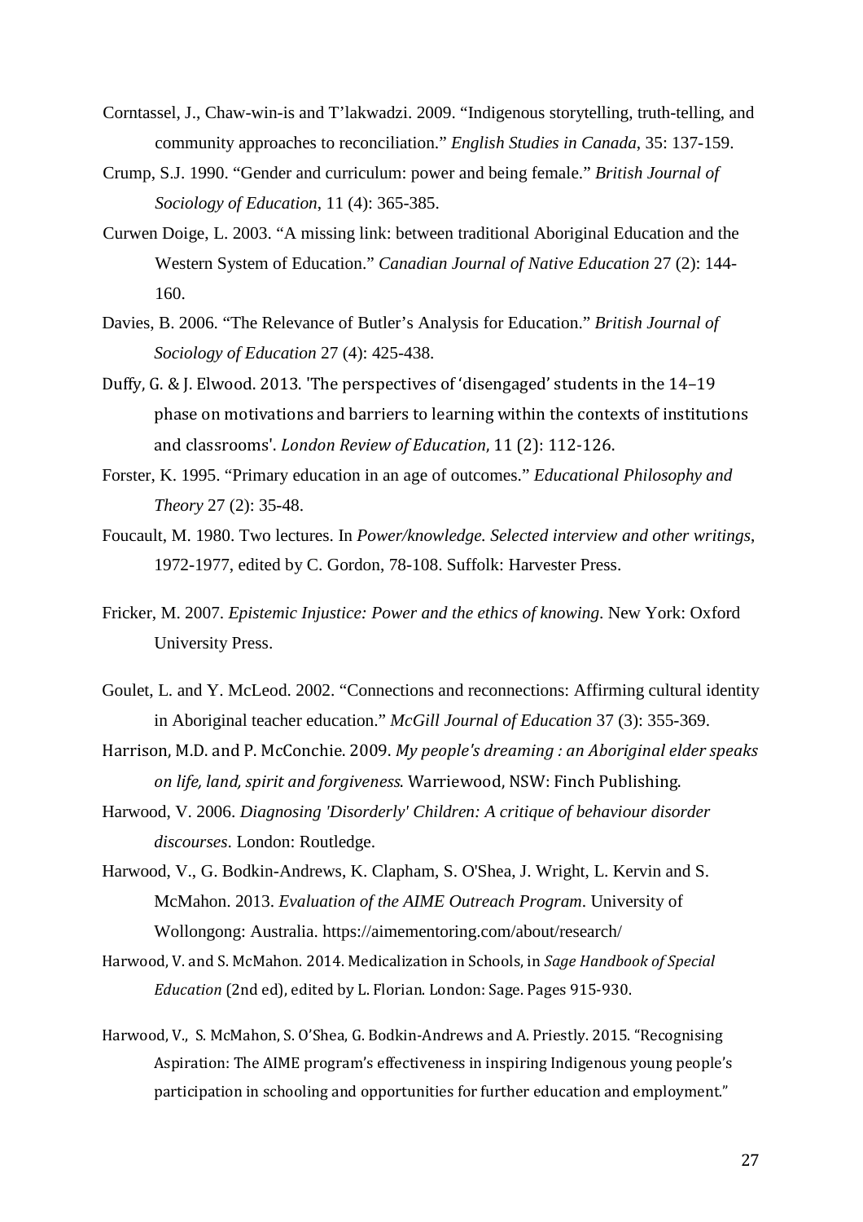Corntassel, J., Chaw-win-is and T'lakwadzi. 2009. "Indigenous storytelling, truth-telling, and community approaches to reconciliation." *English Studies in Canada*, 35: 137-159.

Crump, S.J. 1990. "Gender and curriculum: power and being female." *British Journal of Sociology of Education*, 11 (4): 365-385.

Curwen Doige, L. 2003. "A missing link: between traditional Aboriginal Education and the Western System of Education." *Canadian Journal of Native Education* 27 (2): 144-160.

Davies, B. 2006. "The Relevance of Butler's Analysis for Education." *British Journal of Sociology of Education* 27 (4): 425-438.

Duffy, G. & J. Elwood. 2013. 'The perspectives of 'disengaged' students in the 14–19 phase on motivations and barriers to learning within the contexts of institutions and classrooms'. *London Review of Education*, 11 (2): 112-126.

Forster, K. 1995. "Primary education in an age of outcomes." *Educational Philosophy and Theory* 27 (2): 35-48.

Foucault, M. 1980. Two lectures. In *Power/knowledge. Selected interview and other writings*, 1972-1977, edited by C. Gordon, 78-108. Suffolk: Harvester Press.

Fricker, M. 2007. *Epistemic Injustice: Power and the ethics of knowing*. New York: Oxford University Press.

Goulet, L. and Y. McLeod. 2002. "Connections and reconnections: Affirming cultural identity in Aboriginal teacher education." *McGill Journal of Education* 37 (3): 355-369.

Harrison, M.D. and P. McConchie. 2009. *My people's dreaming : an Aboriginal elder speaks on life, land, spirit and forgiveness*. Warriewood, NSW: Finch Publishing.

Harwood, V. 2006. *Diagnosing 'Disorderly' Children: A critique of behaviour disorder discourses*. London: Routledge.

Harwood, V., G. Bodkin-Andrews, K. Clapham, S. O'Shea, J. Wright, L. Kervin and S. McMahon. 2013. *Evaluation of the AIME Outreach Program*. University of Wollongong: Australia. https://aimementoring.com/about/research/

Harwood, V. and S. McMahon. 2014. Medicalization in Schools, in *Sage Handbook of Special Education* (2nd ed), edited by L. Florian. London: Sage. Pages 915-930.

Harwood, V., S. McMahon, S. O'Shea, G. Bodkin-Andrews and A. Priestly. 2015. "Recognising Aspiration: The AIME program's effectiveness in inspiring Indigenous young people's participation in schooling and opportunities for further education and employment."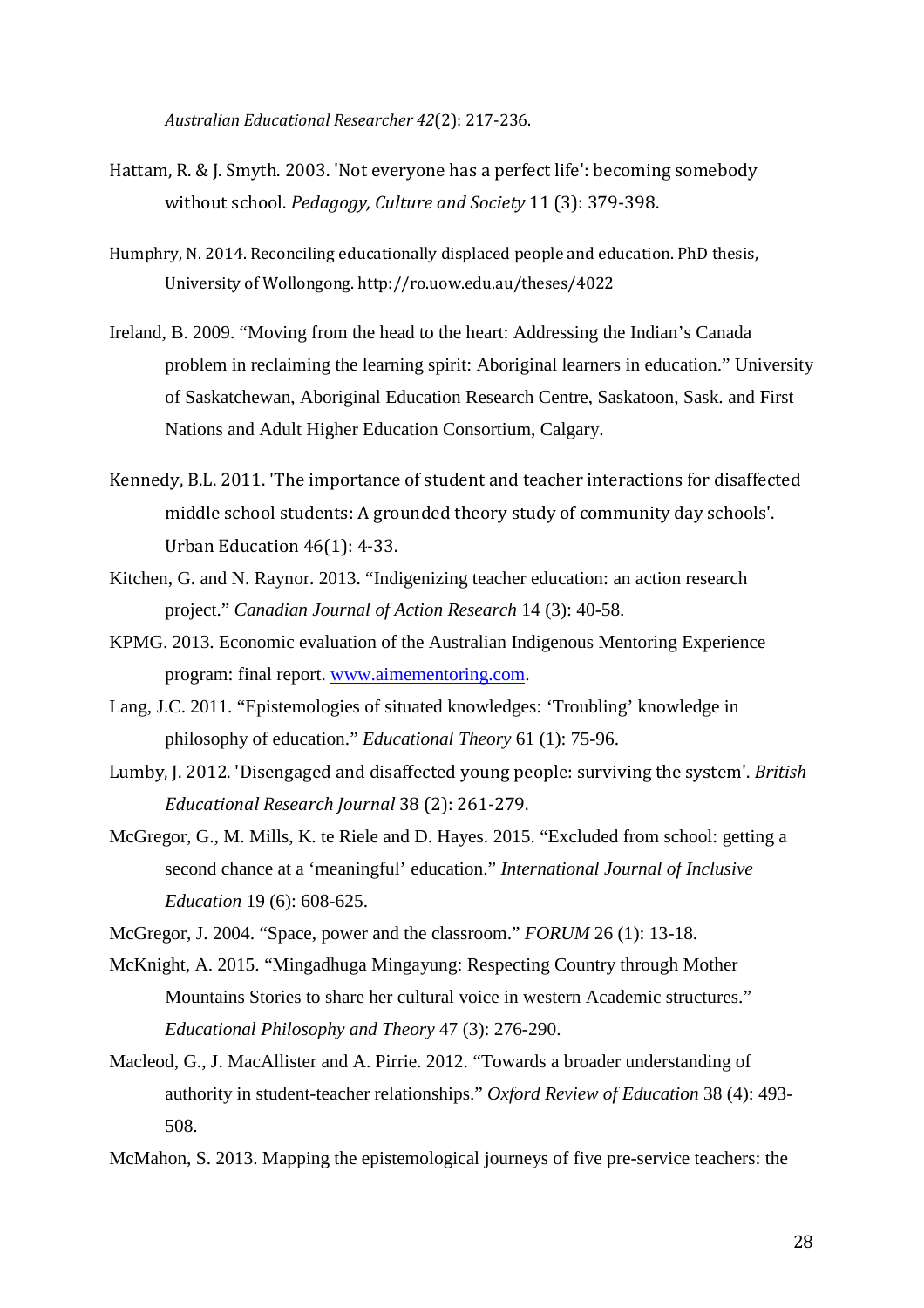*Australian Educational Researcher 42*(2): 217-236.

Hattam, R. & J. Smyth. 2003. 'Not everyone has a perfect life': becoming somebody without school. *Pedagogy, Culture and Society* 11 (3): 379-398.

Humphry, N. 2014. Reconciling educationally displaced people and education. PhD thesis, University of Wollongong. http://ro.uow.edu.au/theses/4022

Ireland, B. 2009. "Moving from the head to the heart: Addressing the Indian's Canada problem in reclaiming the learning spirit: Aboriginal learners in education." University of Saskatchewan, Aboriginal Education Research Centre, Saskatoon, Sask. and First Nations and Adult Higher Education Consortium, Calgary.

Kennedy, B.L. 2011. 'The importance of student and teacher interactions for disaffected middle school students: A grounded theory study of community day schools'. Urban Education 46(1): 4-33.

Kitchen, G. and N. Raynor. 2013. "Indigenizing teacher education: an action research project." *Canadian Journal of Action Research* 14 (3): 40-58.

KPMG. 2013. Economic evaluation of the Australian Indigenous Mentoring Experience program: final report. [www.aimementoring.com](www.aimementoring.com).

Lang, J.C. 2011. "Epistemologies of situated knowledges: 'Troubling' knowledge in philosophy of education." *Educational Theory* 61 (1): 75-96.

Lumby, J. 2012. 'Disengaged and disaffected young people: surviving the system'. *British Educational Research Journal* 38 (2): 261-279.

McGregor, G., M. Mills, K. te Riele and D. Hayes. 2015. "Excluded from school: getting a second chance at a 'meaningful' education." *International Journal of Inclusive Education* 19 (6): 608-625.

McGregor, J. 2004. "Space, power and the classroom." *FORUM* 26 (1): 13-18.

McKnight, A. 2015. "Mingadhuga Mingayung: Respecting Country through Mother Mountains Stories to share her cultural voice in western Academic structures." *Educational Philosophy and Theory* 47 (3): 276-290.

Macleod, G., J. MacAllister and A. Pirrie. 2012. "Towards a broader understanding of authority in student-teacher relationships." *Oxford Review of Education* 38 (4): 493-508.

McMahon, S. 2013. Mapping the epistemological journeys of five pre-service teachers: the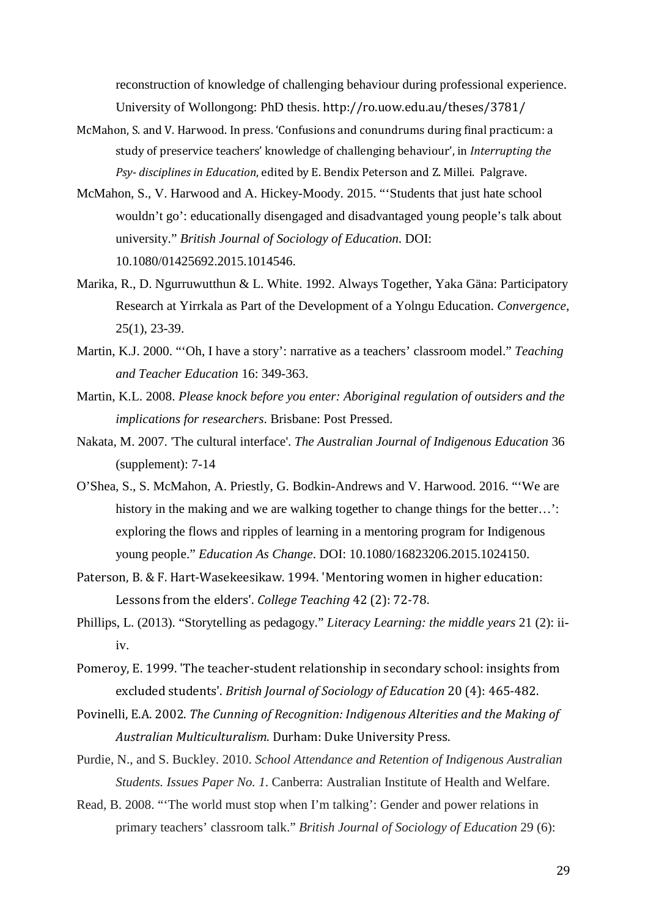reconstruction of knowledge of challenging behaviour during professional experience. University of Wollongong: PhD thesis. http://ro.uow.edu.au/theses/3781/

McMahon, S. and V. Harwood. In press. 'Confusions and conundrums during final practicum: a study of preservice teachers' knowledge of challenging behaviour', in *Interrupting the Psy- disciplines in Education,* edited by E. Bendix Peterson and Z. Millei. Palgrave.

McMahon, S., V. Harwood and A. Hickey-Moody. 2015. "'Students that just hate school wouldn't go': educationally disengaged and disadvantaged young people's talk about university." *British Journal of Sociology of Education*. DOI: 10.1080/01425692.2015.1014546.

Marika, R., D. Ngurruwutthun & L. White. 1992. Always Together, Yaka Gäna: Participatory Research at Yirrkala as Part of the Development of a Yolngu Education. *Convergence*, 25(1), 23-39.

Martin, K.J. 2000. "'Oh, I have a story': narrative as a teachers' classroom model." *Teaching and Teacher Education* 16: 349-363.

Martin, K.L. 2008. *Please knock before you enter: Aboriginal regulation of outsiders and the implications for researchers*. Brisbane: Post Pressed.

Nakata, M. 2007. 'The cultural interface'. *The Australian Journal of Indigenous Education* 36 (supplement): 7-14

O'Shea, S., S. McMahon, A. Priestly, G. Bodkin-Andrews and V. Harwood. 2016. "'We are history in the making and we are walking together to change things for the better…': exploring the flows and ripples of learning in a mentoring program for Indigenous young people." *Education As Change*. DOI: 10.1080/16823206.2015.1024150.

Paterson, B. & F. Hart-Wasekeesikaw. 1994. 'Mentoring women in higher education: Lessons from the elders'. *College Teaching* 42 (2): 72-78.

Phillips, L. (2013). "Storytelling as pedagogy." *Literacy Learning: the middle years* 21 (2): ii-iv.

Pomeroy, E. 1999. 'The teacher-student relationship in secondary school: insights from excluded students'. *British Journal of Sociology of Education* 20 (4): 465-482.

Povinelli, E.A. 2002. *The Cunning of Recognition: Indigenous Alterities and the Making of Australian Multiculturalism*. Durham: Duke University Press.

Purdie, N., and S. Buckley. 2010. *School Attendance and Retention of Indigenous Australian Students. Issues Paper No. 1*. Canberra: Australian Institute of Health and Welfare.

Read, B. 2008. "'The world must stop when I'm talking': Gender and power relations in primary teachers' classroom talk." *British Journal of Sociology of Education* 29 (6):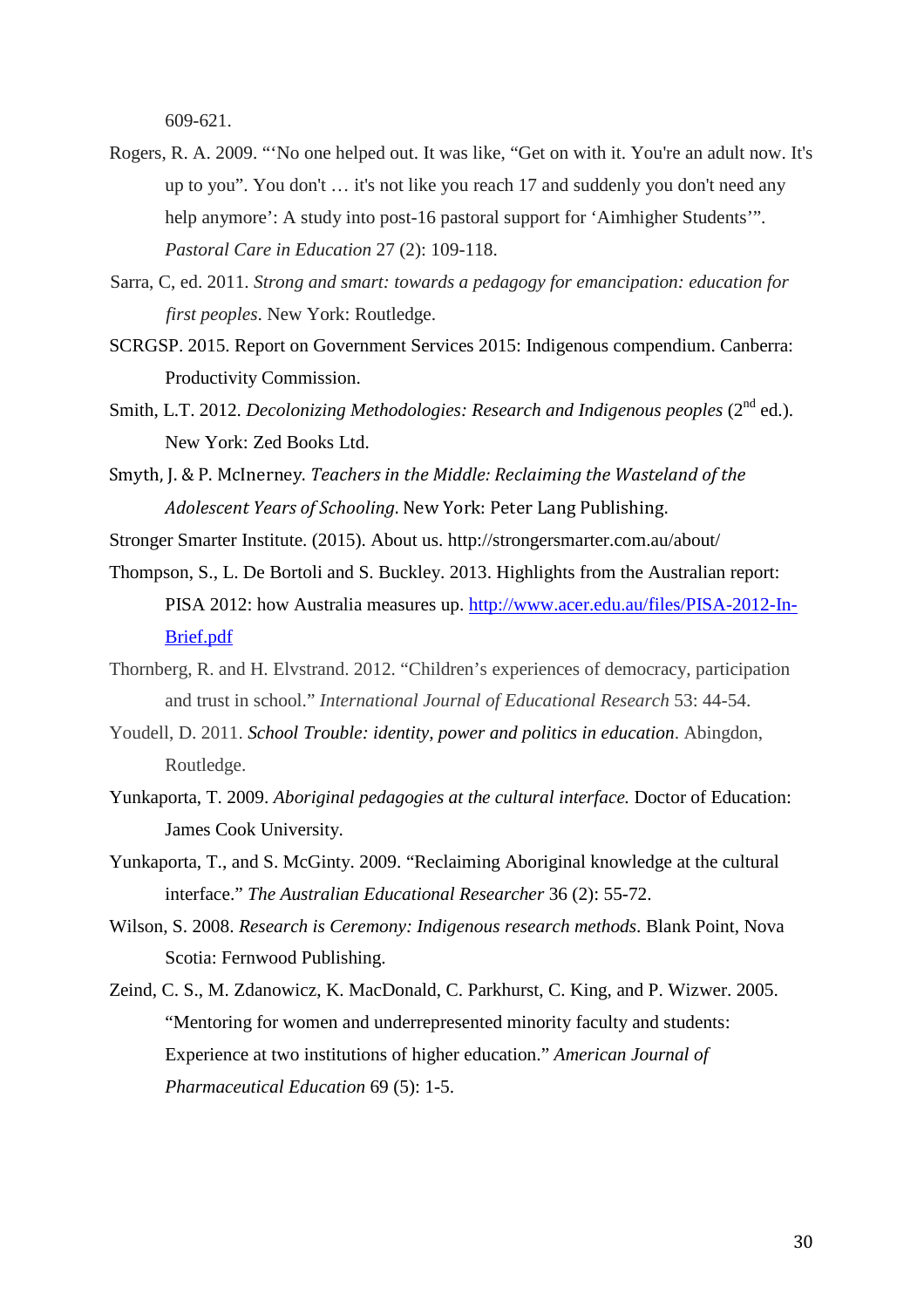609-621.

Rogers, R. A. 2009. "'No one helped out. It was like, "Get on with it. You're an adult now. It's up to you". You don't … it's not like you reach 17 and suddenly you don't need any help anymore': A study into post-16 pastoral support for 'Aimhigher Students'". *Pastoral Care in Education* 27 (2): 109-118.

Sarra, C, ed. 2011. *Strong and smart: towards a pedagogy for emancipation: education for first peoples*. New York: Routledge.

SCRGSP. 2015. Report on Government Services 2015: Indigenous compendium. Canberra: Productivity Commission.

Smith, L.T. 2012. *Decolonizing Methodologies: Research and Indigenous peoples* (2nd ed.). New York: Zed Books Ltd.

Smyth, J. & P. McInerney. *Teachers in the Middle: Reclaiming the Wasteland of the Adolescent Years of Schooling*. New York: Peter Lang Publishing.

Stronger Smarter Institute. (2015). About us. http://strongersmarter.com.au/about/

Thompson, S., L. De Bortoli and S. Buckley. 2013. Highlights from the Australian report: PISA 2012: how Australia measures up. [http://www.acer.edu.au/files/PISA-2012-In-Brief.pdf](http://www.acer.edu.au/files/PISA-2012-In-Brief.pdf)

Thornberg, R. and H. Elvstrand. 2012. "Children's experiences of democracy, participation and trust in school." *International Journal of Educational Research* 53: 44-54.

Youdell, D. 2011. *School Trouble: identity, power and politics in education*. Abingdon, Routledge.

Yunkaporta, T. 2009. *Aboriginal pedagogies at the cultural interface.* Doctor of Education: James Cook University.

Yunkaporta, T., and S. McGinty. 2009. "Reclaiming Aboriginal knowledge at the cultural interface." *The Australian Educational Researcher* 36 (2): 55-72.

Wilson, S. 2008. *Research is Ceremony: Indigenous research methods*. Blank Point, Nova Scotia: Fernwood Publishing.

Zeind, C. S., M. Zdanowicz, K. MacDonald, C. Parkhurst, C. King, and P. Wizwer. 2005. "Mentoring for women and underrepresented minority faculty and students: Experience at two institutions of higher education." *American Journal of Pharmaceutical Education* 69 (5): 1-5.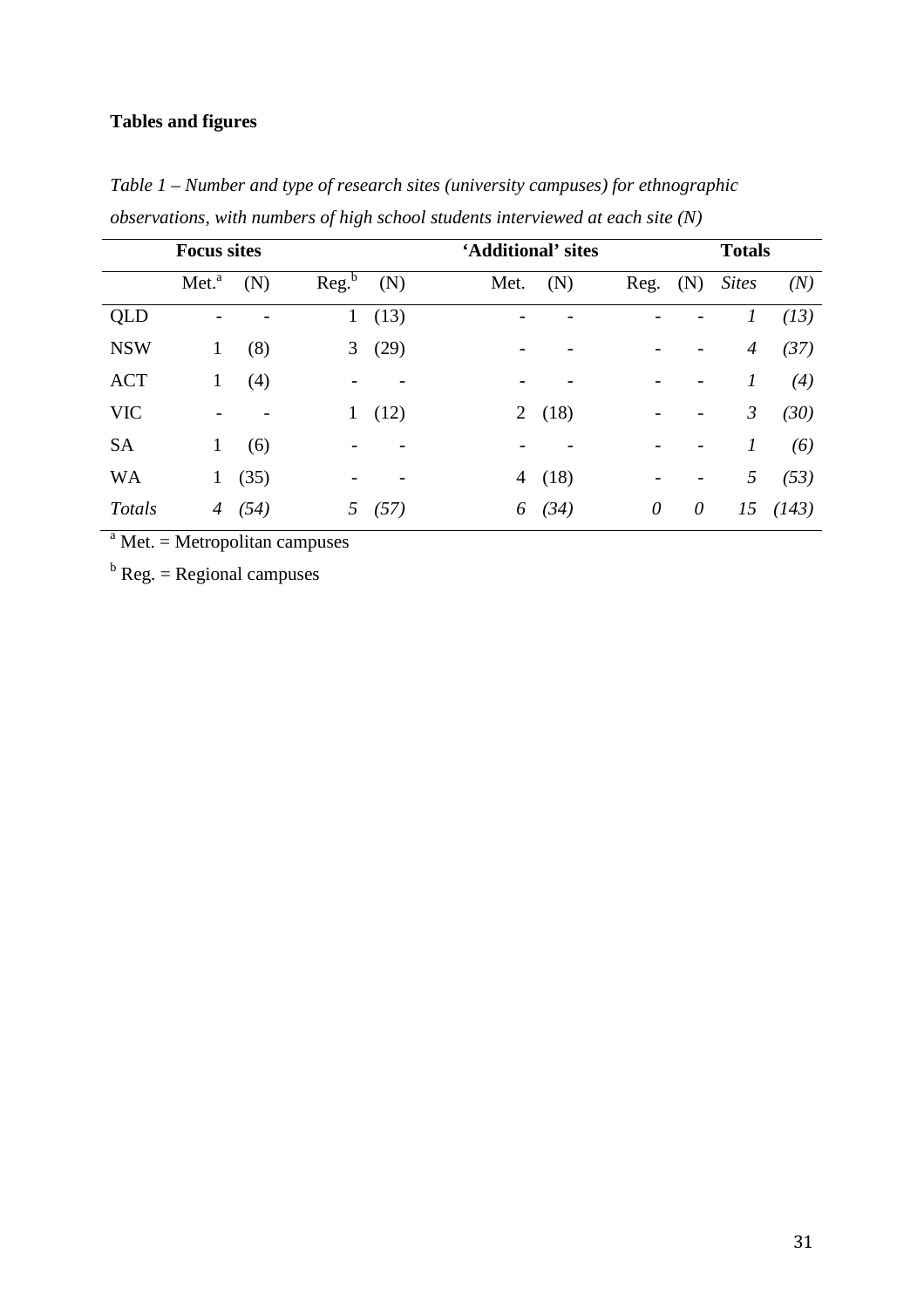**Tables and figures**

*Table 1 – Number and type of research sites (university campuses) for ethnographic observations, with numbers of high school students interviewed at each site (N)*

| | Focus sites | | | | 'Additional' sites | | | | Totals | |
|---|---|---|---|---|---|---|---|---|---|---|
| | Met.[a] | (N) | Reg.[b] | (N) | Met. | (N) | Reg. | (N) | *Sites* | *(N)* |
| QLD | - | - | 1 | (13) | - | - | - | - | *1* | *(13)* |
| NSW | 1 | (8) | 3 | (29) | - | - | - | - | *4* | *(37)* |
| ACT | 1 | (4) | - | - | - | - | - | - | *1* | *(4)* |
| VIC | - | - | 1 | (12) | 2 | (18) | - | - | *3* | *(30)* |
| SA | 1 | (6) | - | - | - | - | - | - | *1* | *(6)* |
| WA | 1 | (35) | - | - | 4 | (18) | - | - | *5* | *(53)* |
| *Totals* | *4* | *(54)* | *5* | *(57)* | *6* | *(34)* | *0* | *0* | *15* | *(143)* |

[a] Met. = Metropolitan campuses

[b] Reg. = Regional campuses